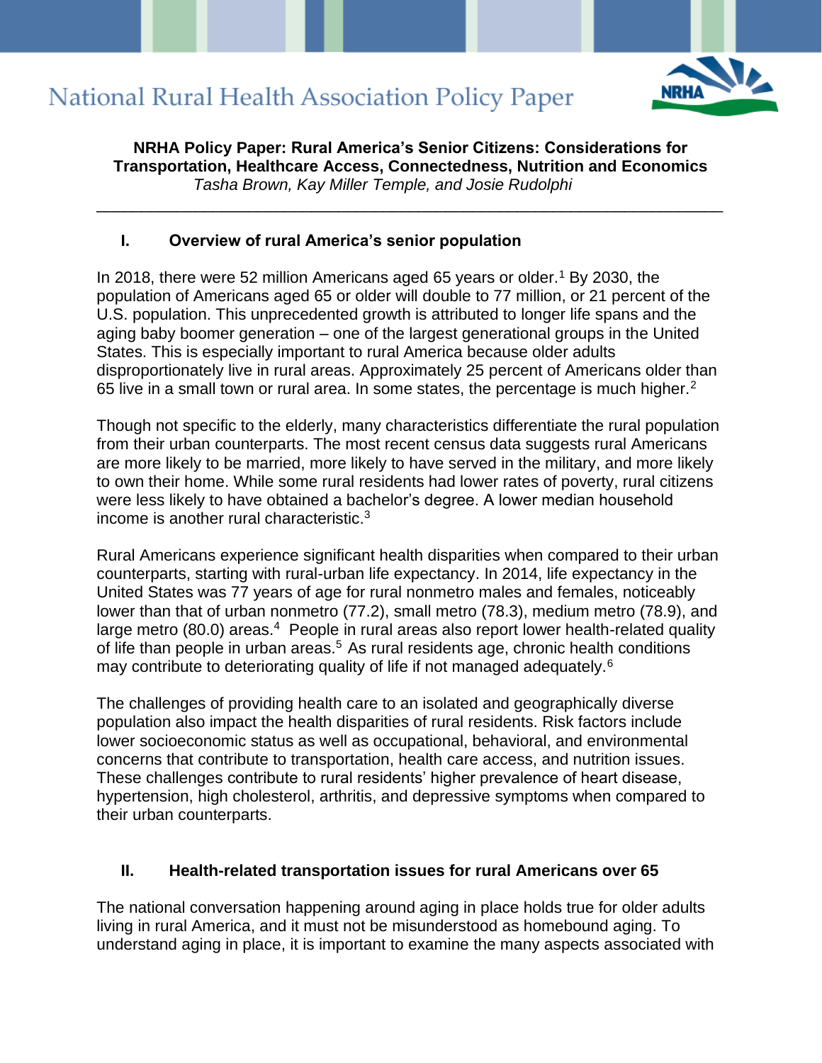# NRHA Policy Paper: Rural America's Senior Citizens: Considerations for Transportation, Healthcare Access, Connectedness, Nutrition and Economics

*Tasha Brown, Kay Miller Temple, and Josie Rudolphi*

---

## I. Overview of rural America's senior population

In 2018, there were 52 million Americans aged 65 years or older.[1] By 2030, the population of Americans aged 65 or older will double to 77 million, or 21 percent of the U.S. population. This unprecedented growth is attributed to longer life spans and the aging baby boomer generation – one of the largest generational groups in the United States. This is especially important to rural America because older adults disproportionately live in rural areas. Approximately 25 percent of Americans older than 65 live in a small town or rural area. In some states, the percentage is much higher.[2]

Though not specific to the elderly, many characteristics differentiate the rural population from their urban counterparts. The most recent census data suggests rural Americans are more likely to be married, more likely to have served in the military, and more likely to own their home. While some rural residents had lower rates of poverty, rural citizens were less likely to have obtained a bachelor's degree. A lower median household income is another rural characteristic.[3]

Rural Americans experience significant health disparities when compared to their urban counterparts, starting with rural-urban life expectancy. In 2014, life expectancy in the United States was 77 years of age for rural nonmetro males and females, noticeably lower than that of urban nonmetro (77.2), small metro (78.3), medium metro (78.9), and large metro (80.0) areas.[4] People in rural areas also report lower health-related quality of life than people in urban areas.[5] As rural residents age, chronic health conditions may contribute to deteriorating quality of life if not managed adequately.[6]

The challenges of providing health care to an isolated and geographically diverse population also impact the health disparities of rural residents. Risk factors include lower socioeconomic status as well as occupational, behavioral, and environmental concerns that contribute to transportation, health care access, and nutrition issues. These challenges contribute to rural residents' higher prevalence of heart disease, hypertension, high cholesterol, arthritis, and depressive symptoms when compared to their urban counterparts.

## II. Health-related transportation issues for rural Americans over 65

The national conversation happening around aging in place holds true for older adults living in rural America, and it must not be misunderstood as homebound aging. To understand aging in place, it is important to examine the many aspects associated with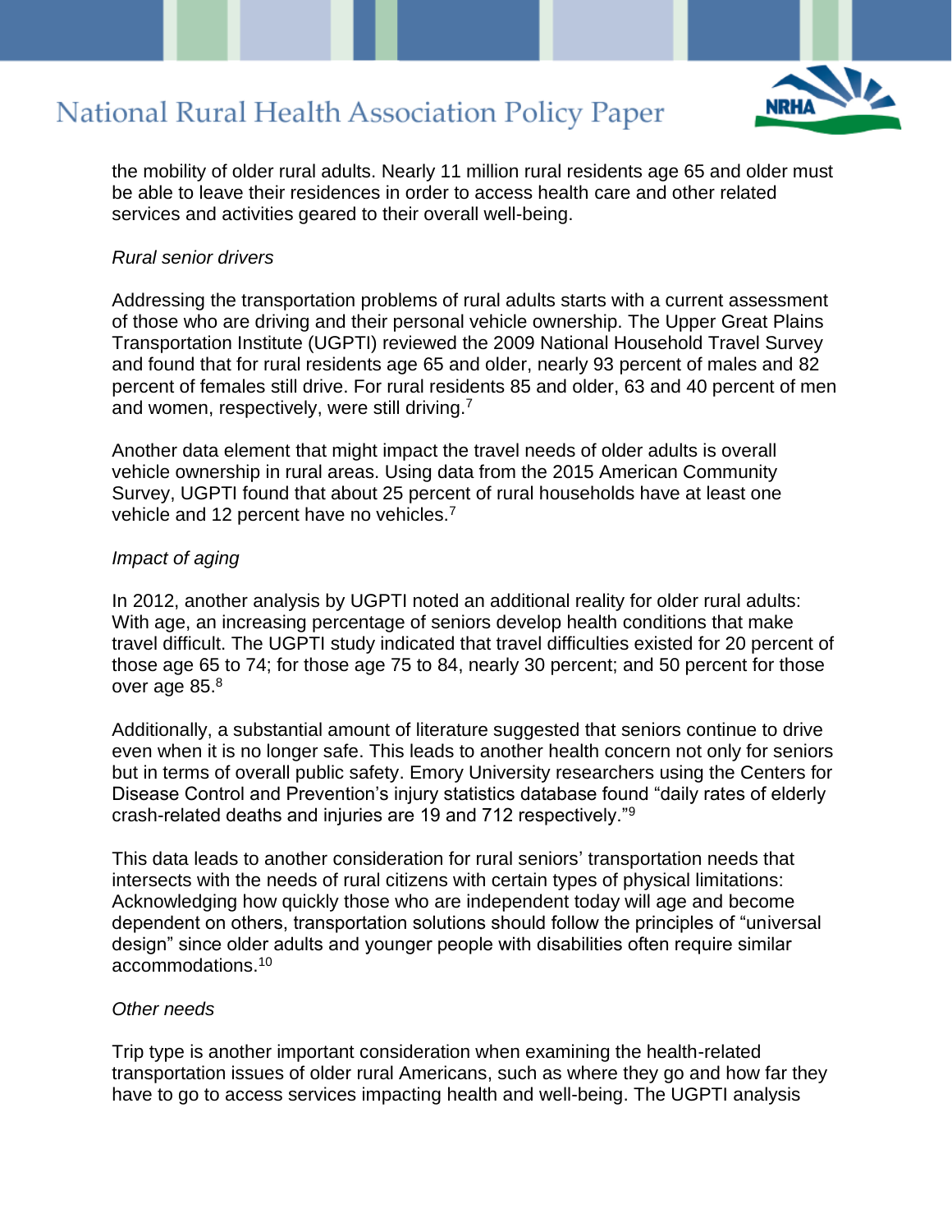the mobility of older rural adults. Nearly 11 million rural residents age 65 and older must be able to leave their residences in order to access health care and other related services and activities geared to their overall well-being.

*Rural senior drivers*

Addressing the transportation problems of rural adults starts with a current assessment of those who are driving and their personal vehicle ownership. The Upper Great Plains Transportation Institute (UGPTI) reviewed the 2009 National Household Travel Survey and found that for rural residents age 65 and older, nearly 93 percent of males and 82 percent of females still drive. For rural residents 85 and older, 63 and 40 percent of men and women, respectively, were still driving.[7]

Another data element that might impact the travel needs of older adults is overall vehicle ownership in rural areas. Using data from the 2015 American Community Survey, UGPTI found that about 25 percent of rural households have at least one vehicle and 12 percent have no vehicles.[7]

*Impact of aging*

In 2012, another analysis by UGPTI noted an additional reality for older rural adults: With age, an increasing percentage of seniors develop health conditions that make travel difficult. The UGPTI study indicated that travel difficulties existed for 20 percent of those age 65 to 74; for those age 75 to 84, nearly 30 percent; and 50 percent for those over age 85.[8]

Additionally, a substantial amount of literature suggested that seniors continue to drive even when it is no longer safe. This leads to another health concern not only for seniors but in terms of overall public safety. Emory University researchers using the Centers for Disease Control and Prevention's injury statistics database found "daily rates of elderly crash-related deaths and injuries are 19 and 712 respectively."[9]

This data leads to another consideration for rural seniors' transportation needs that intersects with the needs of rural citizens with certain types of physical limitations: Acknowledging how quickly those who are independent today will age and become dependent on others, transportation solutions should follow the principles of "universal design" since older adults and younger people with disabilities often require similar accommodations.[10]

*Other needs*

Trip type is another important consideration when examining the health-related transportation issues of older rural Americans, such as where they go and how far they have to go to access services impacting health and well-being. The UGPTI analysis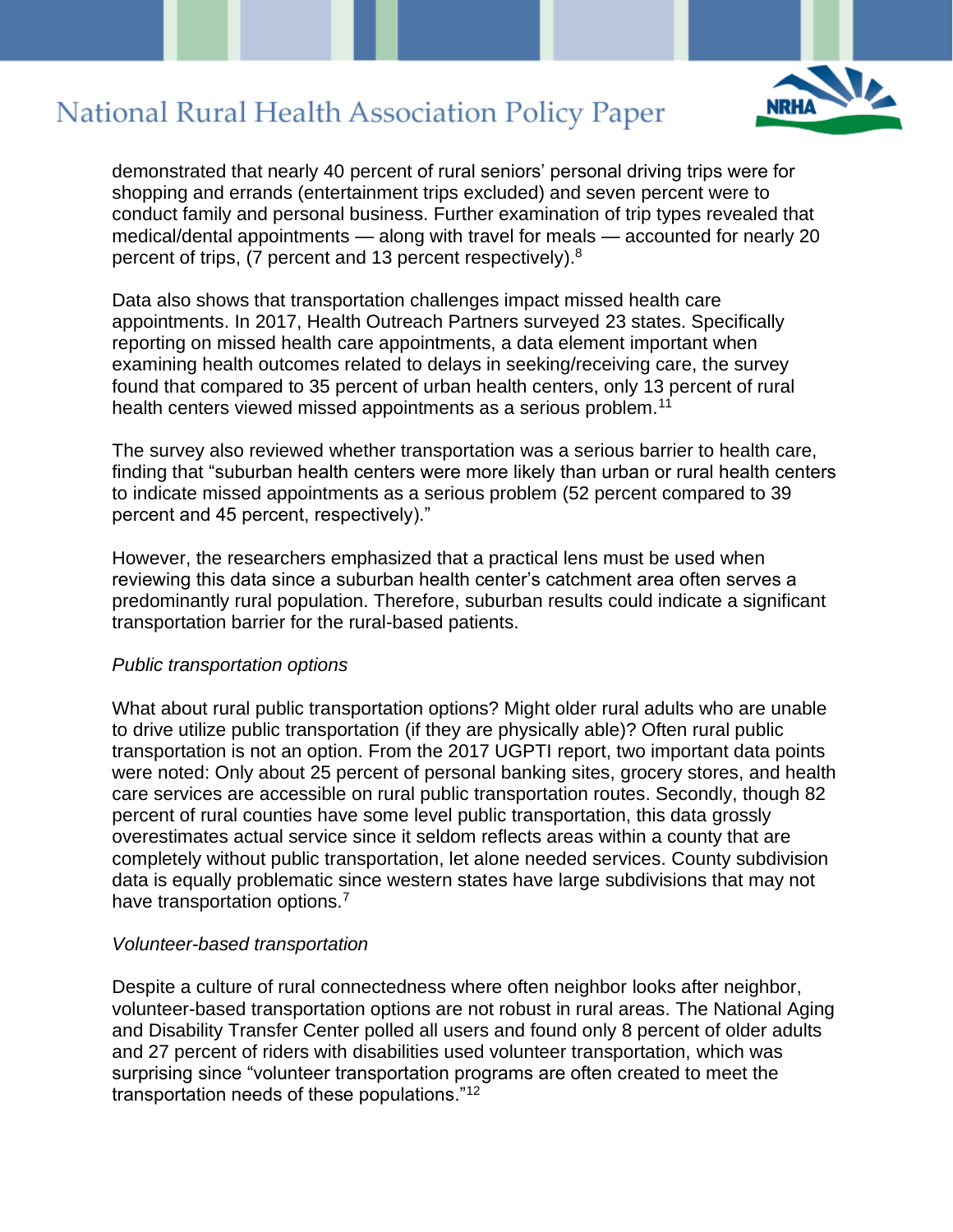demonstrated that nearly 40 percent of rural seniors' personal driving trips were for shopping and errands (entertainment trips excluded) and seven percent were to conduct family and personal business. Further examination of trip types revealed that medical/dental appointments — along with travel for meals — accounted for nearly 20 percent of trips, (7 percent and 13 percent respectively).[8]

Data also shows that transportation challenges impact missed health care appointments. In 2017, Health Outreach Partners surveyed 23 states. Specifically reporting on missed health care appointments, a data element important when examining health outcomes related to delays in seeking/receiving care, the survey found that compared to 35 percent of urban health centers, only 13 percent of rural health centers viewed missed appointments as a serious problem.[11]

The survey also reviewed whether transportation was a serious barrier to health care, finding that "suburban health centers were more likely than urban or rural health centers to indicate missed appointments as a serious problem (52 percent compared to 39 percent and 45 percent, respectively)."

However, the researchers emphasized that a practical lens must be used when reviewing this data since a suburban health center's catchment area often serves a predominantly rural population. Therefore, suburban results could indicate a significant transportation barrier for the rural-based patients.

*Public transportation options*

What about rural public transportation options? Might older rural adults who are unable to drive utilize public transportation (if they are physically able)? Often rural public transportation is not an option. From the 2017 UGPTI report, two important data points were noted: Only about 25 percent of personal banking sites, grocery stores, and health care services are accessible on rural public transportation routes. Secondly, though 82 percent of rural counties have some level public transportation, this data grossly overestimates actual service since it seldom reflects areas within a county that are completely without public transportation, let alone needed services. County subdivision data is equally problematic since western states have large subdivisions that may not have transportation options.[7]

*Volunteer-based transportation*

Despite a culture of rural connectedness where often neighbor looks after neighbor, volunteer-based transportation options are not robust in rural areas. The National Aging and Disability Transfer Center polled all users and found only 8 percent of older adults and 27 percent of riders with disabilities used volunteer transportation, which was surprising since "volunteer transportation programs are often created to meet the transportation needs of these populations."[12]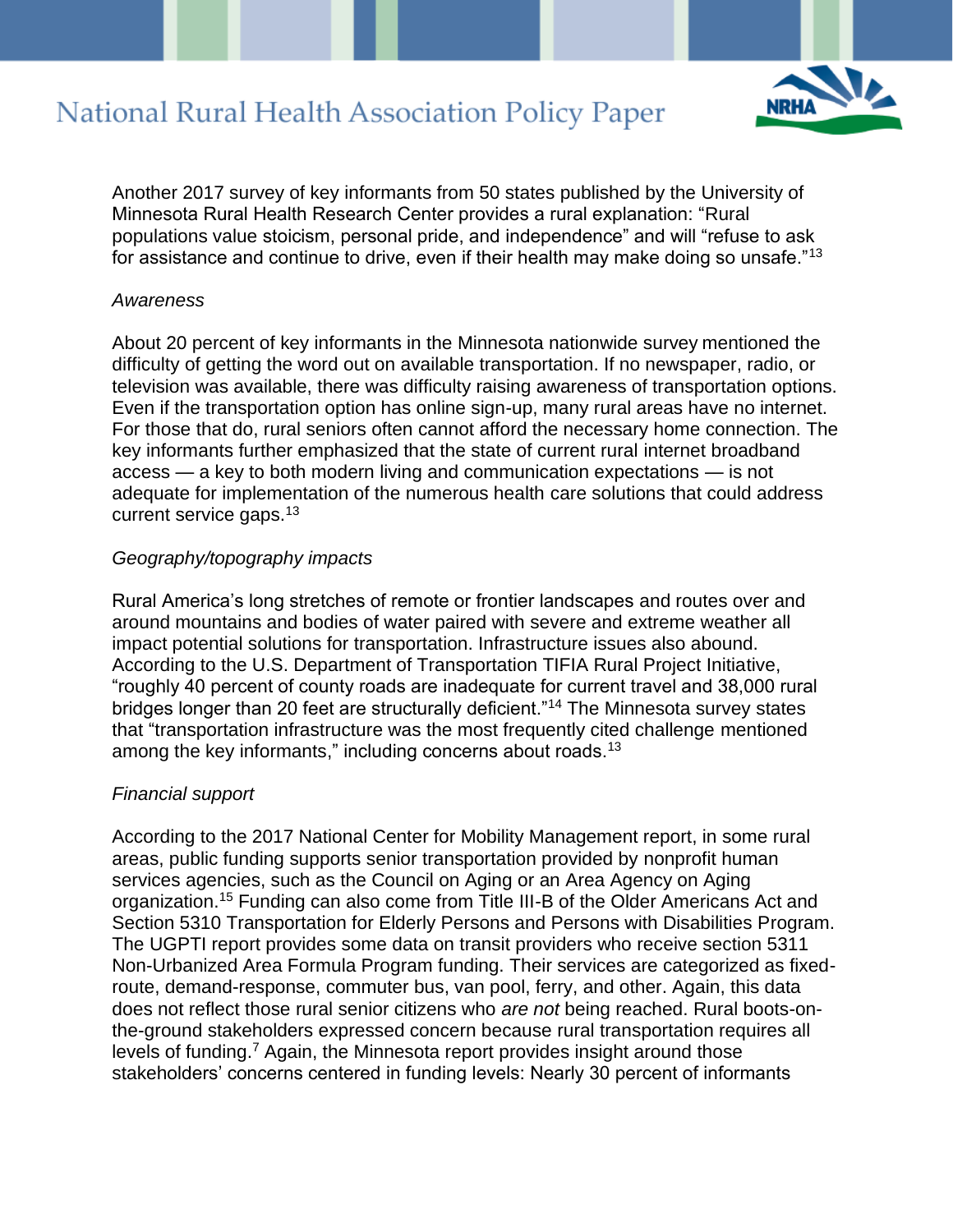Another 2017 survey of key informants from 50 states published by the University of Minnesota Rural Health Research Center provides a rural explanation: "Rural populations value stoicism, personal pride, and independence" and will "refuse to ask for assistance and continue to drive, even if their health may make doing so unsafe."[13]

*Awareness*

About 20 percent of key informants in the Minnesota nationwide survey mentioned the difficulty of getting the word out on available transportation. If no newspaper, radio, or television was available, there was difficulty raising awareness of transportation options. Even if the transportation option has online sign-up, many rural areas have no internet. For those that do, rural seniors often cannot afford the necessary home connection. The key informants further emphasized that the state of current rural internet broadband access — a key to both modern living and communication expectations — is not adequate for implementation of the numerous health care solutions that could address current service gaps.[13]

*Geography/topography impacts*

Rural America's long stretches of remote or frontier landscapes and routes over and around mountains and bodies of water paired with severe and extreme weather all impact potential solutions for transportation. Infrastructure issues also abound. According to the U.S. Department of Transportation TIFIA Rural Project Initiative, "roughly 40 percent of county roads are inadequate for current travel and 38,000 rural bridges longer than 20 feet are structurally deficient."[14] The Minnesota survey states that "transportation infrastructure was the most frequently cited challenge mentioned among the key informants," including concerns about roads.[13]

*Financial support*

According to the 2017 National Center for Mobility Management report, in some rural areas, public funding supports senior transportation provided by nonprofit human services agencies, such as the Council on Aging or an Area Agency on Aging organization.[15] Funding can also come from Title III-B of the Older Americans Act and Section 5310 Transportation for Elderly Persons and Persons with Disabilities Program. The UGPTI report provides some data on transit providers who receive section 5311 Non-Urbanized Area Formula Program funding. Their services are categorized as fixed-route, demand-response, commuter bus, van pool, ferry, and other. Again, this data does not reflect those rural senior citizens who *are not* being reached. Rural boots-on-the-ground stakeholders expressed concern because rural transportation requires all levels of funding.[7] Again, the Minnesota report provides insight around those stakeholders' concerns centered in funding levels: Nearly 30 percent of informants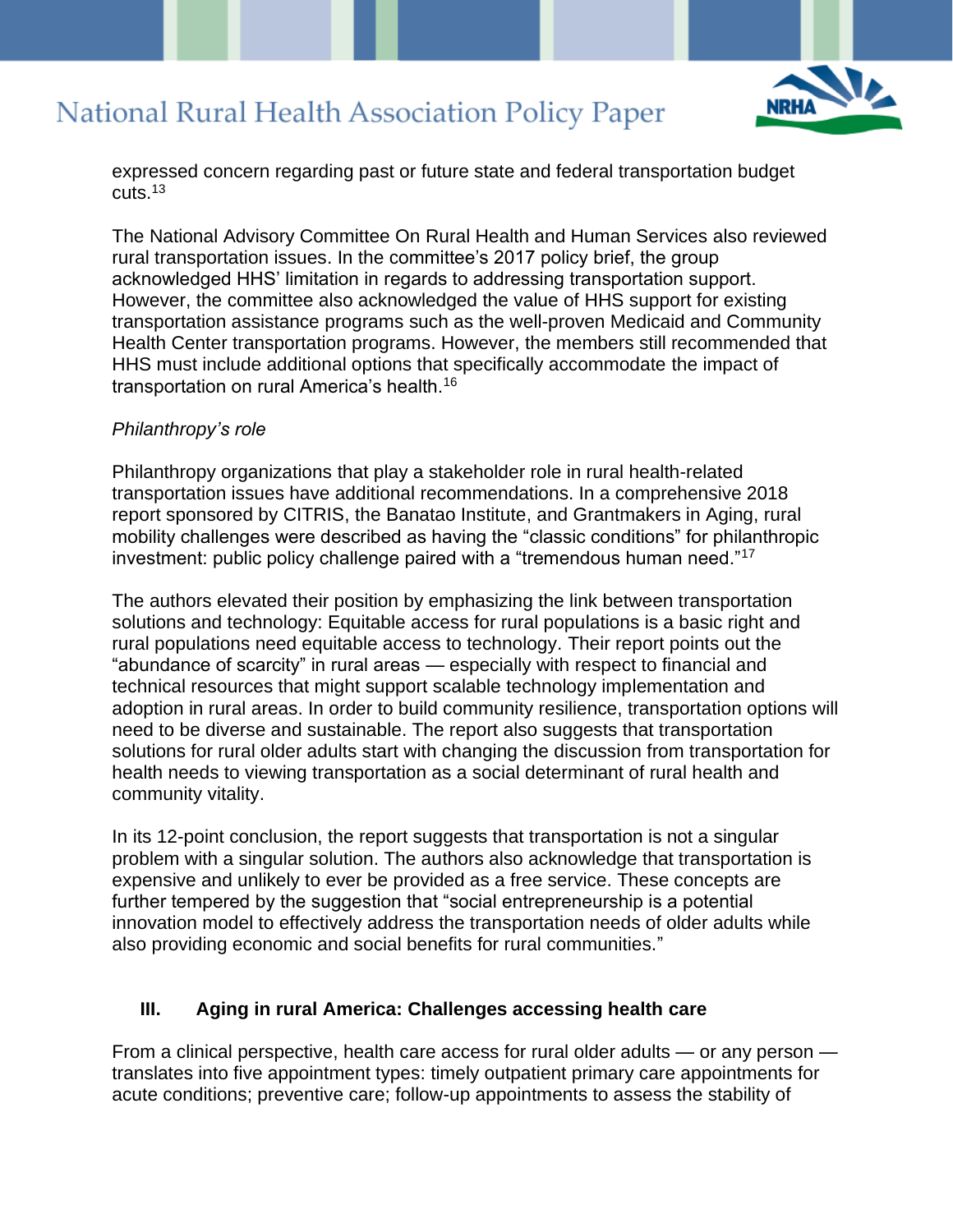expressed concern regarding past or future state and federal transportation budget cuts.[13]

The National Advisory Committee On Rural Health and Human Services also reviewed rural transportation issues. In the committee's 2017 policy brief, the group acknowledged HHS' limitation in regards to addressing transportation support. However, the committee also acknowledged the value of HHS support for existing transportation assistance programs such as the well-proven Medicaid and Community Health Center transportation programs. However, the members still recommended that HHS must include additional options that specifically accommodate the impact of transportation on rural America's health.[16]

*Philanthropy's role*

Philanthropy organizations that play a stakeholder role in rural health-related transportation issues have additional recommendations. In a comprehensive 2018 report sponsored by CITRIS, the Banatao Institute, and Grantmakers in Aging, rural mobility challenges were described as having the "classic conditions" for philanthropic investment: public policy challenge paired with a "tremendous human need."[17]

The authors elevated their position by emphasizing the link between transportation solutions and technology: Equitable access for rural populations is a basic right and rural populations need equitable access to technology. Their report points out the "abundance of scarcity" in rural areas — especially with respect to financial and technical resources that might support scalable technology implementation and adoption in rural areas. In order to build community resilience, transportation options will need to be diverse and sustainable. The report also suggests that transportation solutions for rural older adults start with changing the discussion from transportation for health needs to viewing transportation as a social determinant of rural health and community vitality.

In its 12-point conclusion, the report suggests that transportation is not a singular problem with a singular solution. The authors also acknowledge that transportation is expensive and unlikely to ever be provided as a free service. These concepts are further tempered by the suggestion that "social entrepreneurship is a potential innovation model to effectively address the transportation needs of older adults while also providing economic and social benefits for rural communities."

## III. Aging in rural America: Challenges accessing health care

From a clinical perspective, health care access for rural older adults — or any person — translates into five appointment types: timely outpatient primary care appointments for acute conditions; preventive care; follow-up appointments to assess the stability of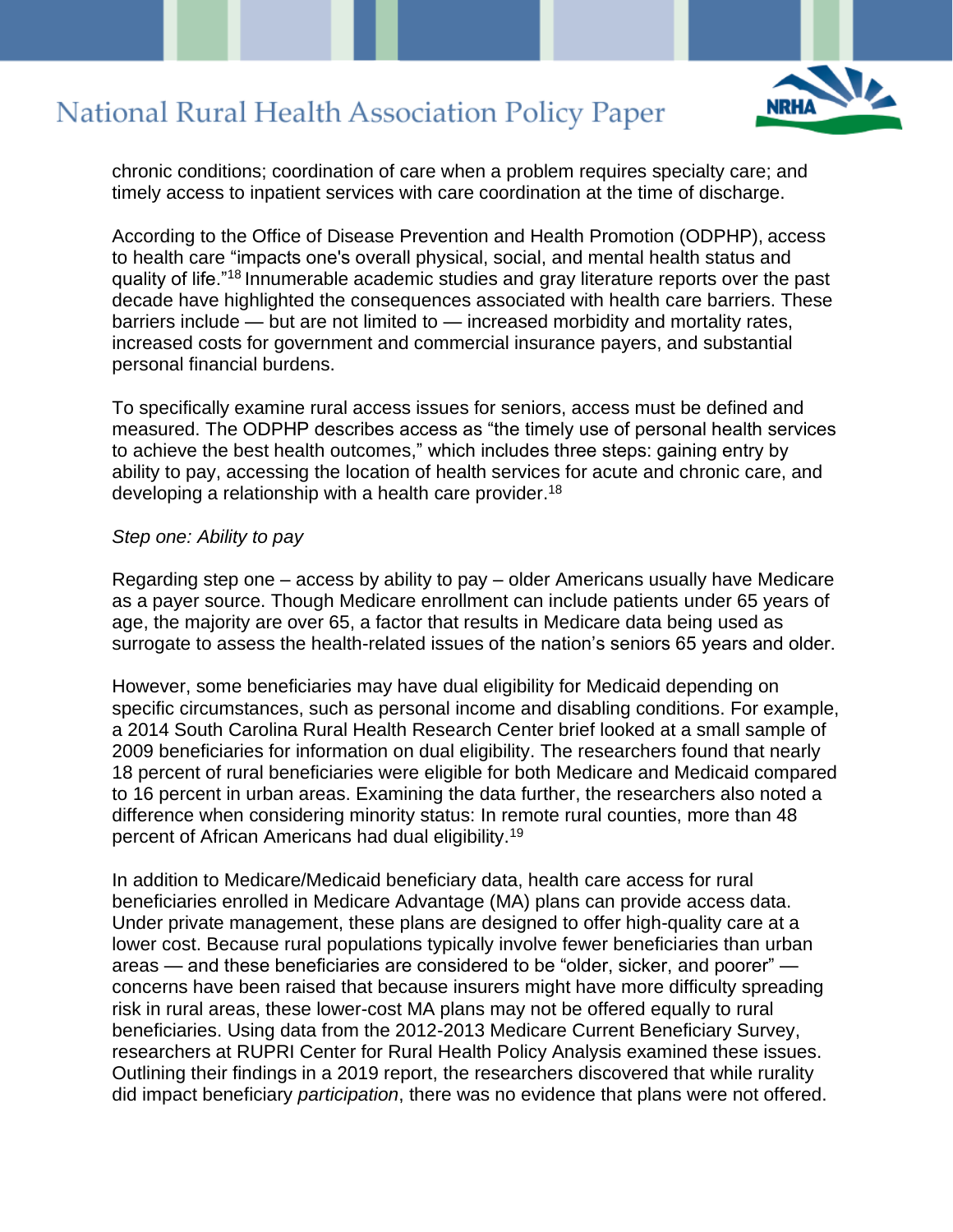chronic conditions; coordination of care when a problem requires specialty care; and timely access to inpatient services with care coordination at the time of discharge.

According to the Office of Disease Prevention and Health Promotion (ODPHP), access to health care "impacts one's overall physical, social, and mental health status and quality of life."[18] Innumerable academic studies and gray literature reports over the past decade have highlighted the consequences associated with health care barriers. These barriers include — but are not limited to — increased morbidity and mortality rates, increased costs for government and commercial insurance payers, and substantial personal financial burdens.

To specifically examine rural access issues for seniors, access must be defined and measured. The ODPHP describes access as "the timely use of personal health services to achieve the best health outcomes," which includes three steps: gaining entry by ability to pay, accessing the location of health services for acute and chronic care, and developing a relationship with a health care provider.[18]

*Step one: Ability to pay*

Regarding step one – access by ability to pay – older Americans usually have Medicare as a payer source. Though Medicare enrollment can include patients under 65 years of age, the majority are over 65, a factor that results in Medicare data being used as surrogate to assess the health-related issues of the nation's seniors 65 years and older.

However, some beneficiaries may have dual eligibility for Medicaid depending on specific circumstances, such as personal income and disabling conditions. For example, a 2014 South Carolina Rural Health Research Center brief looked at a small sample of 2009 beneficiaries for information on dual eligibility. The researchers found that nearly 18 percent of rural beneficiaries were eligible for both Medicare and Medicaid compared to 16 percent in urban areas. Examining the data further, the researchers also noted a difference when considering minority status: In remote rural counties, more than 48 percent of African Americans had dual eligibility.[19]

In addition to Medicare/Medicaid beneficiary data, health care access for rural beneficiaries enrolled in Medicare Advantage (MA) plans can provide access data. Under private management, these plans are designed to offer high-quality care at a lower cost. Because rural populations typically involve fewer beneficiaries than urban areas — and these beneficiaries are considered to be "older, sicker, and poorer" — concerns have been raised that because insurers might have more difficulty spreading risk in rural areas, these lower-cost MA plans may not be offered equally to rural beneficiaries. Using data from the 2012-2013 Medicare Current Beneficiary Survey, researchers at RUPRI Center for Rural Health Policy Analysis examined these issues. Outlining their findings in a 2019 report, the researchers discovered that while rurality did impact beneficiary *participation*, there was no evidence that plans were not offered.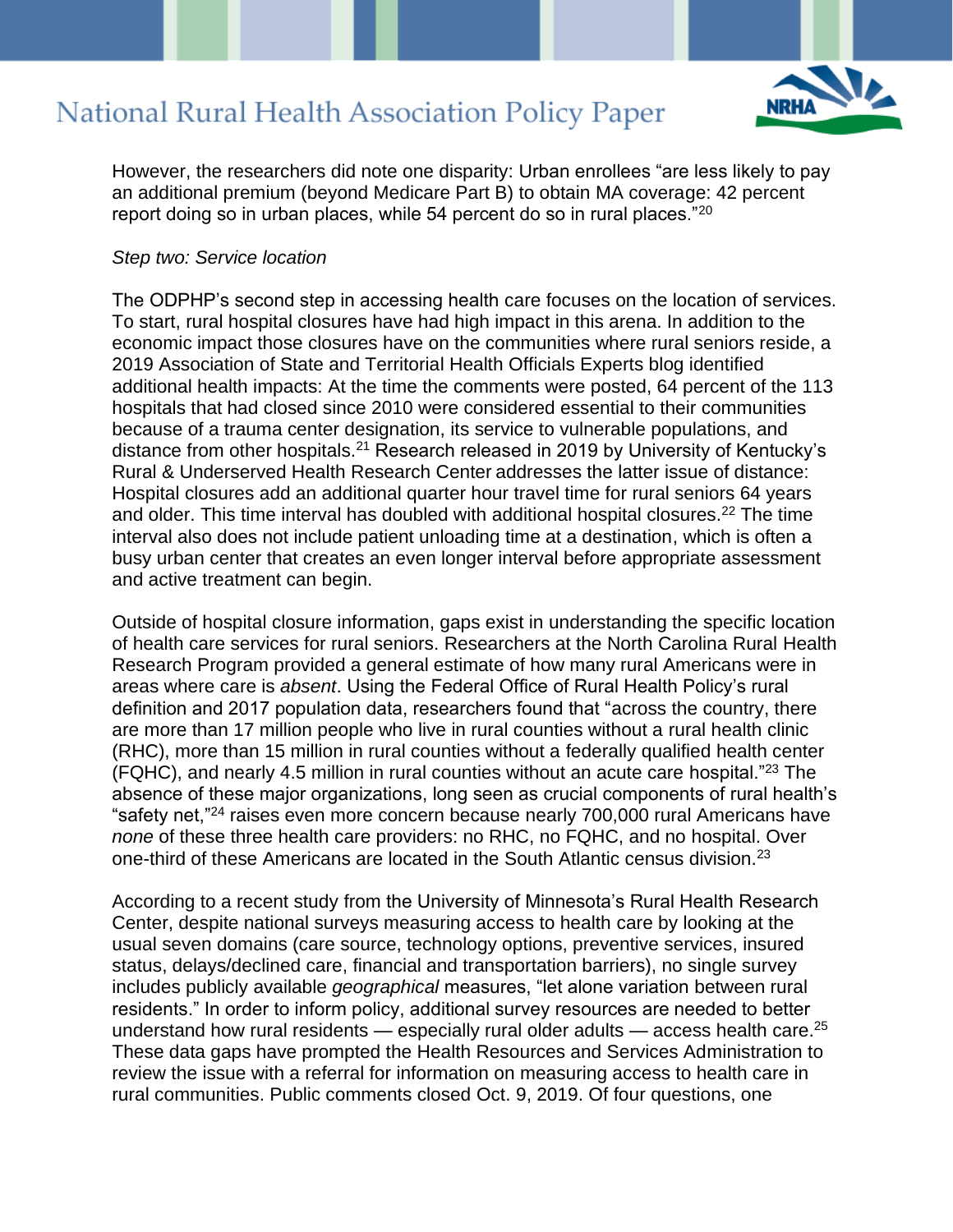However, the researchers did note one disparity: Urban enrollees "are less likely to pay an additional premium (beyond Medicare Part B) to obtain MA coverage: 42 percent report doing so in urban places, while 54 percent do so in rural places."[20]

*Step two: Service location*

The ODPHP's second step in accessing health care focuses on the location of services. To start, rural hospital closures have had high impact in this arena. In addition to the economic impact those closures have on the communities where rural seniors reside, a 2019 Association of State and Territorial Health Officials Experts blog identified additional health impacts: At the time the comments were posted, 64 percent of the 113 hospitals that had closed since 2010 were considered essential to their communities because of a trauma center designation, its service to vulnerable populations, and distance from other hospitals.[21] Research released in 2019 by University of Kentucky's Rural & Underserved Health Research Center addresses the latter issue of distance: Hospital closures add an additional quarter hour travel time for rural seniors 64 years and older. This time interval has doubled with additional hospital closures.[22] The time interval also does not include patient unloading time at a destination, which is often a busy urban center that creates an even longer interval before appropriate assessment and active treatment can begin.

Outside of hospital closure information, gaps exist in understanding the specific location of health care services for rural seniors. Researchers at the North Carolina Rural Health Research Program provided a general estimate of how many rural Americans were in areas where care is *absent*. Using the Federal Office of Rural Health Policy's rural definition and 2017 population data, researchers found that "across the country, there are more than 17 million people who live in rural counties without a rural health clinic (RHC), more than 15 million in rural counties without a federally qualified health center (FQHC), and nearly 4.5 million in rural counties without an acute care hospital."[23] The absence of these major organizations, long seen as crucial components of rural health's "safety net,"[24] raises even more concern because nearly 700,000 rural Americans have *none* of these three health care providers: no RHC, no FQHC, and no hospital. Over one-third of these Americans are located in the South Atlantic census division.[23]

According to a recent study from the University of Minnesota's Rural Health Research Center, despite national surveys measuring access to health care by looking at the usual seven domains (care source, technology options, preventive services, insured status, delays/declined care, financial and transportation barriers), no single survey includes publicly available *geographical* measures, "let alone variation between rural residents." In order to inform policy, additional survey resources are needed to better understand how rural residents — especially rural older adults — access health care.[25] These data gaps have prompted the Health Resources and Services Administration to review the issue with a referral for information on measuring access to health care in rural communities. Public comments closed Oct. 9, 2019. Of four questions, one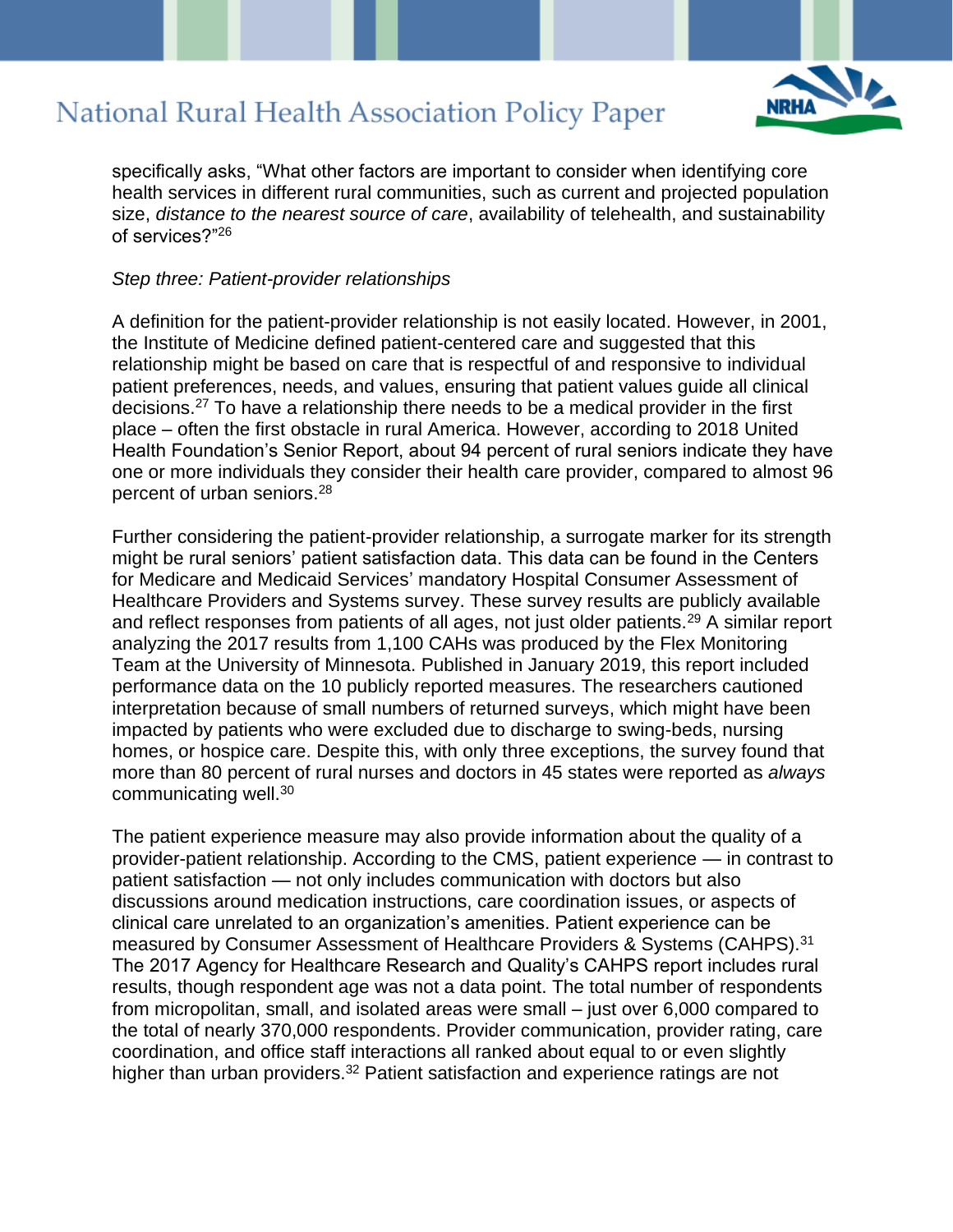specifically asks, "What other factors are important to consider when identifying core health services in different rural communities, such as current and projected population size, *distance to the nearest source of care*, availability of telehealth, and sustainability of services?"[26]

*Step three: Patient-provider relationships*

A definition for the patient-provider relationship is not easily located. However, in 2001, the Institute of Medicine defined patient-centered care and suggested that this relationship might be based on care that is respectful of and responsive to individual patient preferences, needs, and values, ensuring that patient values guide all clinical decisions.[27] To have a relationship there needs to be a medical provider in the first place – often the first obstacle in rural America. However, according to 2018 United Health Foundation's Senior Report, about 94 percent of rural seniors indicate they have one or more individuals they consider their health care provider, compared to almost 96 percent of urban seniors.[28]

Further considering the patient-provider relationship, a surrogate marker for its strength might be rural seniors' patient satisfaction data. This data can be found in the Centers for Medicare and Medicaid Services' mandatory Hospital Consumer Assessment of Healthcare Providers and Systems survey. These survey results are publicly available and reflect responses from patients of all ages, not just older patients.[29] A similar report analyzing the 2017 results from 1,100 CAHs was produced by the Flex Monitoring Team at the University of Minnesota. Published in January 2019, this report included performance data on the 10 publicly reported measures. The researchers cautioned interpretation because of small numbers of returned surveys, which might have been impacted by patients who were excluded due to discharge to swing-beds, nursing homes, or hospice care. Despite this, with only three exceptions, the survey found that more than 80 percent of rural nurses and doctors in 45 states were reported as *always* communicating well.[30]

The patient experience measure may also provide information about the quality of a provider-patient relationship. According to the CMS, patient experience — in contrast to patient satisfaction — not only includes communication with doctors but also discussions around medication instructions, care coordination issues, or aspects of clinical care unrelated to an organization's amenities. Patient experience can be measured by Consumer Assessment of Healthcare Providers & Systems (CAHPS).[31] The 2017 Agency for Healthcare Research and Quality's CAHPS report includes rural results, though respondent age was not a data point. The total number of respondents from micropolitan, small, and isolated areas were small – just over 6,000 compared to the total of nearly 370,000 respondents. Provider communication, provider rating, care coordination, and office staff interactions all ranked about equal to or even slightly higher than urban providers.[32] Patient satisfaction and experience ratings are not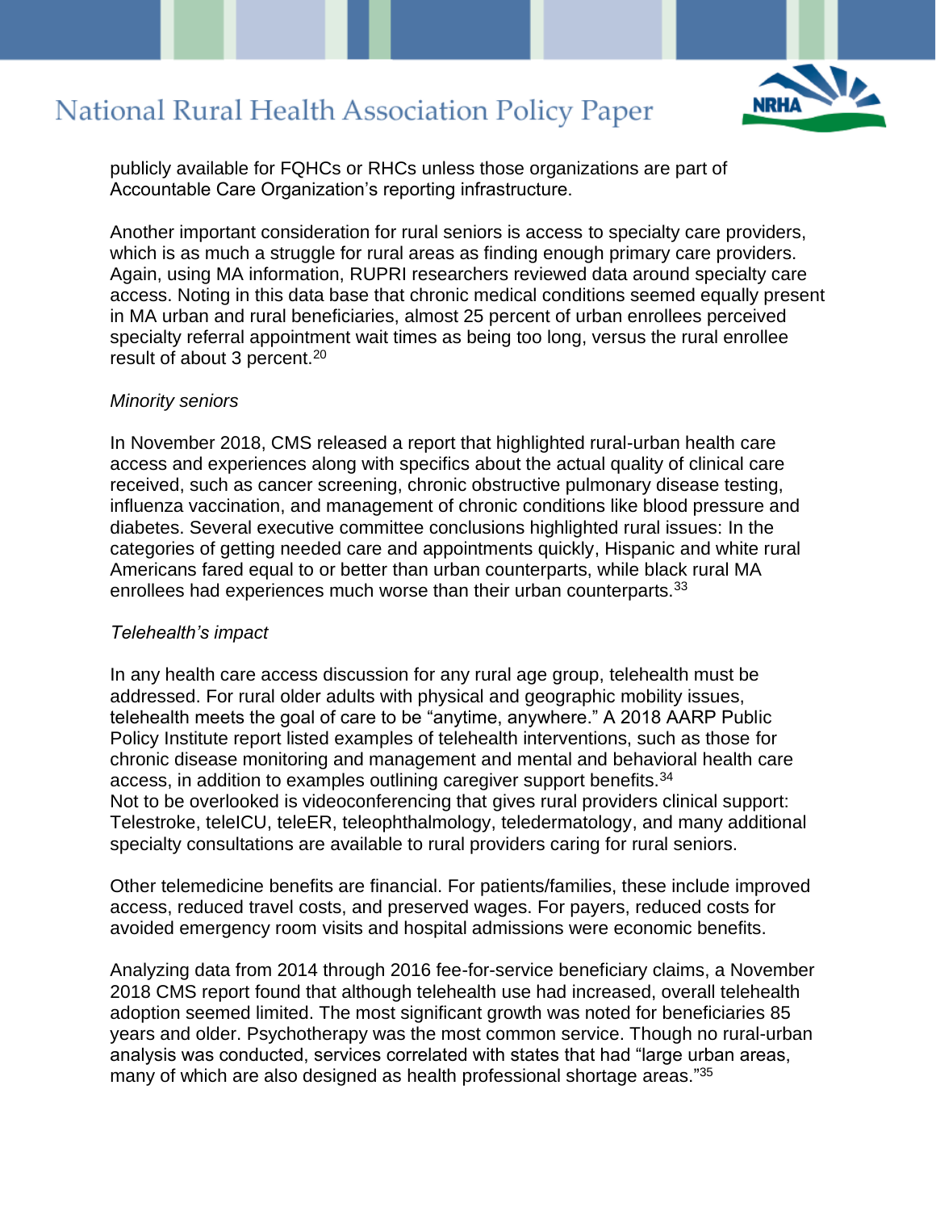publicly available for FQHCs or RHCs unless those organizations are part of Accountable Care Organization's reporting infrastructure.

Another important consideration for rural seniors is access to specialty care providers, which is as much a struggle for rural areas as finding enough primary care providers. Again, using MA information, RUPRI researchers reviewed data around specialty care access. Noting in this data base that chronic medical conditions seemed equally present in MA urban and rural beneficiaries, almost 25 percent of urban enrollees perceived specialty referral appointment wait times as being too long, versus the rural enrollee result of about 3 percent.[20]

*Minority seniors*

In November 2018, CMS released a report that highlighted rural-urban health care access and experiences along with specifics about the actual quality of clinical care received, such as cancer screening, chronic obstructive pulmonary disease testing, influenza vaccination, and management of chronic conditions like blood pressure and diabetes. Several executive committee conclusions highlighted rural issues: In the categories of getting needed care and appointments quickly, Hispanic and white rural Americans fared equal to or better than urban counterparts, while black rural MA enrollees had experiences much worse than their urban counterparts.[33]

*Telehealth's impact*

In any health care access discussion for any rural age group, telehealth must be addressed. For rural older adults with physical and geographic mobility issues, telehealth meets the goal of care to be "anytime, anywhere." A 2018 AARP Public Policy Institute report listed examples of telehealth interventions, such as those for chronic disease monitoring and management and mental and behavioral health care access, in addition to examples outlining caregiver support benefits.[34]
Not to be overlooked is videoconferencing that gives rural providers clinical support: Telestroke, teleICU, teleER, teleophthalmology, teledermatology, and many additional specialty consultations are available to rural providers caring for rural seniors.

Other telemedicine benefits are financial. For patients/families, these include improved access, reduced travel costs, and preserved wages. For payers, reduced costs for avoided emergency room visits and hospital admissions were economic benefits.

Analyzing data from 2014 through 2016 fee-for-service beneficiary claims, a November 2018 CMS report found that although telehealth use had increased, overall telehealth adoption seemed limited. The most significant growth was noted for beneficiaries 85 years and older. Psychotherapy was the most common service. Though no rural-urban analysis was conducted, services correlated with states that had "large urban areas, many of which are also designed as health professional shortage areas."[35]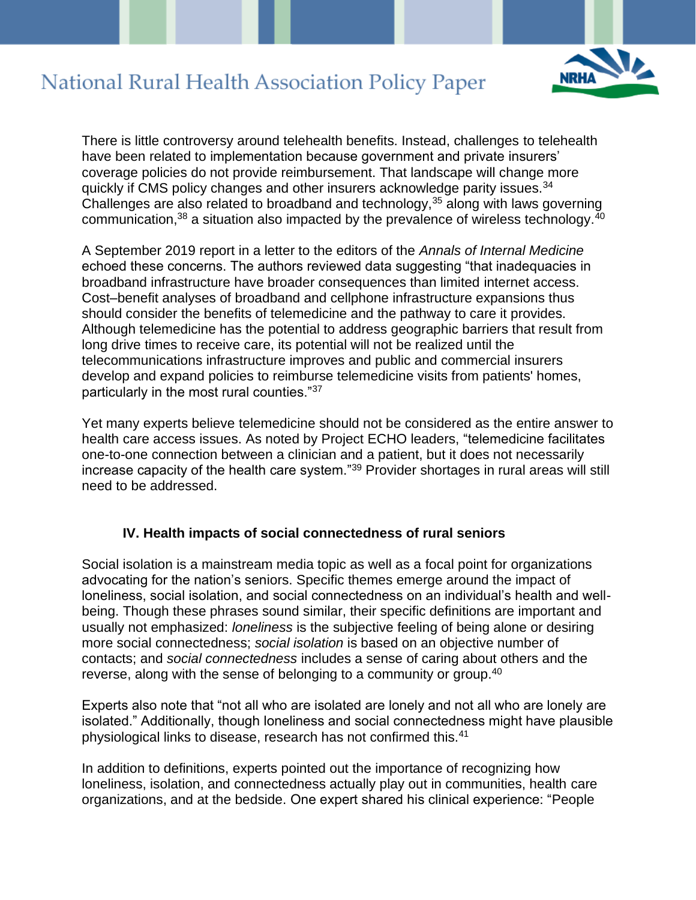There is little controversy around telehealth benefits. Instead, challenges to telehealth have been related to implementation because government and private insurers' coverage policies do not provide reimbursement. That landscape will change more quickly if CMS policy changes and other insurers acknowledge parity issues.[34] Challenges are also related to broadband and technology,[35] along with laws governing communication,[38] a situation also impacted by the prevalence of wireless technology.[40]

A September 2019 report in a letter to the editors of the *Annals of Internal Medicine* echoed these concerns. The authors reviewed data suggesting "that inadequacies in broadband infrastructure have broader consequences than limited internet access. Cost–benefit analyses of broadband and cellphone infrastructure expansions thus should consider the benefits of telemedicine and the pathway to care it provides. Although telemedicine has the potential to address geographic barriers that result from long drive times to receive care, its potential will not be realized until the telecommunications infrastructure improves and public and commercial insurers develop and expand policies to reimburse telemedicine visits from patients' homes, particularly in the most rural counties."[37]

Yet many experts believe telemedicine should not be considered as the entire answer to health care access issues. As noted by Project ECHO leaders, "telemedicine facilitates one-to-one connection between a clinician and a patient, but it does not necessarily increase capacity of the health care system."[39] Provider shortages in rural areas will still need to be addressed.

## IV. Health impacts of social connectedness of rural seniors

Social isolation is a mainstream media topic as well as a focal point for organizations advocating for the nation's seniors. Specific themes emerge around the impact of loneliness, social isolation, and social connectedness on an individual's health and well-being. Though these phrases sound similar, their specific definitions are important and usually not emphasized: *loneliness* is the subjective feeling of being alone or desiring more social connectedness; *social isolation* is based on an objective number of contacts; and *social connectedness* includes a sense of caring about others and the reverse, along with the sense of belonging to a community or group.[40]

Experts also note that "not all who are isolated are lonely and not all who are lonely are isolated." Additionally, though loneliness and social connectedness might have plausible physiological links to disease, research has not confirmed this.[41]

In addition to definitions, experts pointed out the importance of recognizing how loneliness, isolation, and connectedness actually play out in communities, health care organizations, and at the bedside. One expert shared his clinical experience: "People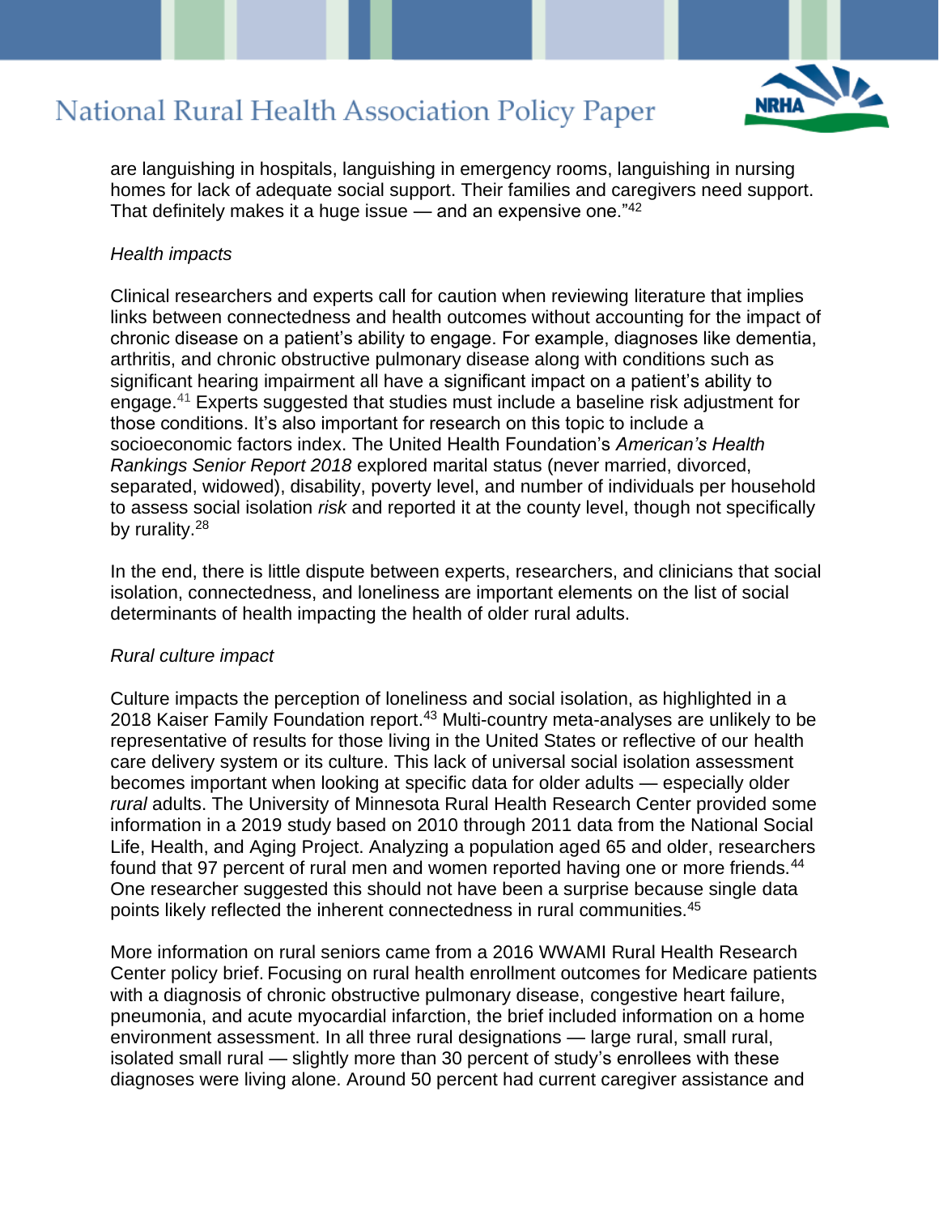are languishing in hospitals, languishing in emergency rooms, languishing in nursing homes for lack of adequate social support. Their families and caregivers need support. That definitely makes it a huge issue — and an expensive one."[42]

*Health impacts*

Clinical researchers and experts call for caution when reviewing literature that implies links between connectedness and health outcomes without accounting for the impact of chronic disease on a patient's ability to engage. For example, diagnoses like dementia, arthritis, and chronic obstructive pulmonary disease along with conditions such as significant hearing impairment all have a significant impact on a patient's ability to engage.[41] Experts suggested that studies must include a baseline risk adjustment for those conditions. It's also important for research on this topic to include a socioeconomic factors index. The United Health Foundation's *American's Health Rankings Senior Report 2018* explored marital status (never married, divorced, separated, widowed), disability, poverty level, and number of individuals per household to assess social isolation *risk* and reported it at the county level, though not specifically by rurality.[28]

In the end, there is little dispute between experts, researchers, and clinicians that social isolation, connectedness, and loneliness are important elements on the list of social determinants of health impacting the health of older rural adults.

*Rural culture impact*

Culture impacts the perception of loneliness and social isolation, as highlighted in a 2018 Kaiser Family Foundation report.[43] Multi-country meta-analyses are unlikely to be representative of results for those living in the United States or reflective of our health care delivery system or its culture. This lack of universal social isolation assessment becomes important when looking at specific data for older adults — especially older *rural* adults. The University of Minnesota Rural Health Research Center provided some information in a 2019 study based on 2010 through 2011 data from the National Social Life, Health, and Aging Project. Analyzing a population aged 65 and older, researchers found that 97 percent of rural men and women reported having one or more friends.[44] One researcher suggested this should not have been a surprise because single data points likely reflected the inherent connectedness in rural communities.[45]

More information on rural seniors came from a 2016 WWAMI Rural Health Research Center policy brief. Focusing on rural health enrollment outcomes for Medicare patients with a diagnosis of chronic obstructive pulmonary disease, congestive heart failure, pneumonia, and acute myocardial infarction, the brief included information on a home environment assessment. In all three rural designations — large rural, small rural, isolated small rural — slightly more than 30 percent of study's enrollees with these diagnoses were living alone. Around 50 percent had current caregiver assistance and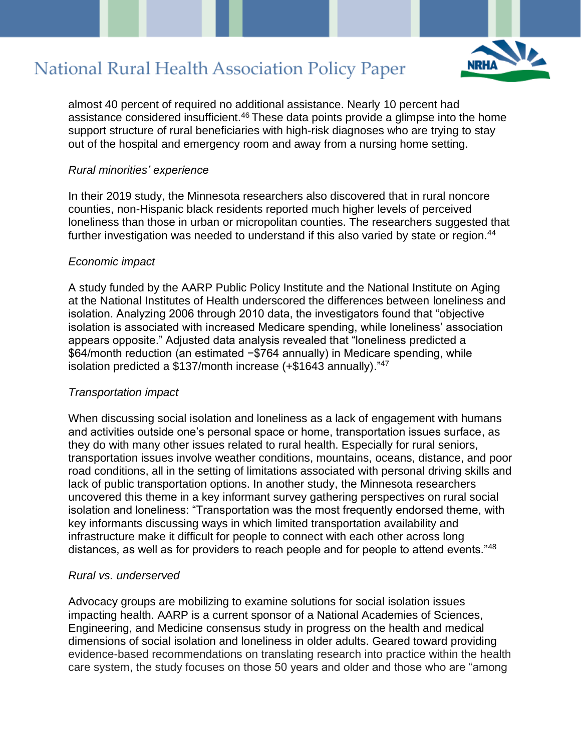almost 40 percent of required no additional assistance. Nearly 10 percent had assistance considered insufficient.[46] These data points provide a glimpse into the home support structure of rural beneficiaries with high-risk diagnoses who are trying to stay out of the hospital and emergency room and away from a nursing home setting.

*Rural minorities' experience*

In their 2019 study, the Minnesota researchers also discovered that in rural noncore counties, non-Hispanic black residents reported much higher levels of perceived loneliness than those in urban or micropolitan counties. The researchers suggested that further investigation was needed to understand if this also varied by state or region.[44]

*Economic impact*

A study funded by the AARP Public Policy Institute and the National Institute on Aging at the National Institutes of Health underscored the differences between loneliness and isolation. Analyzing 2006 through 2010 data, the investigators found that "objective isolation is associated with increased Medicare spending, while loneliness' association appears opposite." Adjusted data analysis revealed that "loneliness predicted a $64/month reduction (an estimated −$764 annually) in Medicare spending, while isolation predicted a $137/month increase (+$1643 annually)."[47]

*Transportation impact*

When discussing social isolation and loneliness as a lack of engagement with humans and activities outside one's personal space or home, transportation issues surface, as they do with many other issues related to rural health. Especially for rural seniors, transportation issues involve weather conditions, mountains, oceans, distance, and poor road conditions, all in the setting of limitations associated with personal driving skills and lack of public transportation options. In another study, the Minnesota researchers uncovered this theme in a key informant survey gathering perspectives on rural social isolation and loneliness: "Transportation was the most frequently endorsed theme, with key informants discussing ways in which limited transportation availability and infrastructure make it difficult for people to connect with each other across long distances, as well as for providers to reach people and for people to attend events."[48]

*Rural vs. underserved*

Advocacy groups are mobilizing to examine solutions for social isolation issues impacting health. AARP is a current sponsor of a National Academies of Sciences, Engineering, and Medicine consensus study in progress on the health and medical dimensions of social isolation and loneliness in older adults. Geared toward providing evidence-based recommendations on translating research into practice within the health care system, the study focuses on those 50 years and older and those who are "among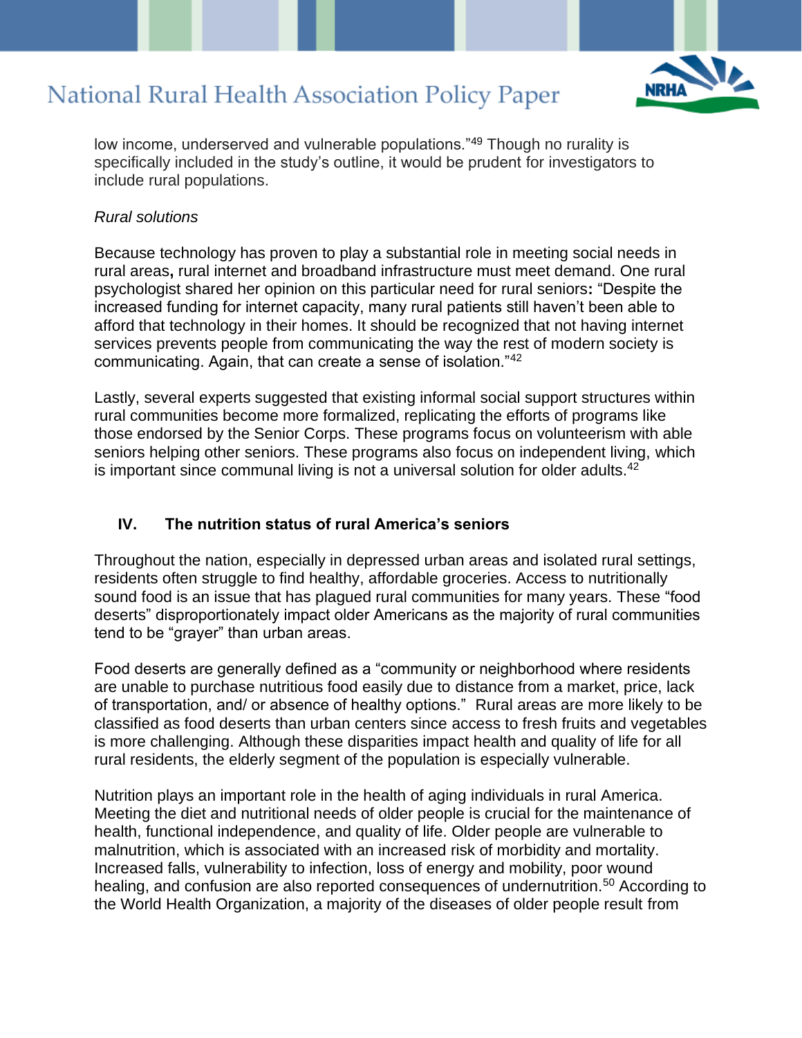low income, underserved and vulnerable populations."[49] Though no rurality is specifically included in the study's outline, it would be prudent for investigators to include rural populations.

*Rural solutions*

Because technology has proven to play a substantial role in meeting social needs in rural areas**,** rural internet and broadband infrastructure must meet demand. One rural psychologist shared her opinion on this particular need for rural seniors**:** "Despite the increased funding for internet capacity, many rural patients still haven't been able to afford that technology in their homes. It should be recognized that not having internet services prevents people from communicating the way the rest of modern society is communicating. Again, that can create a sense of isolation."[42]

Lastly, several experts suggested that existing informal social support structures within rural communities become more formalized, replicating the efforts of programs like those endorsed by the Senior Corps. These programs focus on volunteerism with able seniors helping other seniors. These programs also focus on independent living, which is important since communal living is not a universal solution for older adults.[42]

## IV. The nutrition status of rural America's seniors

Throughout the nation, especially in depressed urban areas and isolated rural settings, residents often struggle to find healthy, affordable groceries. Access to nutritionally sound food is an issue that has plagued rural communities for many years. These "food deserts" disproportionately impact older Americans as the majority of rural communities tend to be "grayer" than urban areas.

Food deserts are generally defined as a "community or neighborhood where residents are unable to purchase nutritious food easily due to distance from a market, price, lack of transportation, and/ or absence of healthy options." Rural areas are more likely to be classified as food deserts than urban centers since access to fresh fruits and vegetables is more challenging. Although these disparities impact health and quality of life for all rural residents, the elderly segment of the population is especially vulnerable.

Nutrition plays an important role in the health of aging individuals in rural America. Meeting the diet and nutritional needs of older people is crucial for the maintenance of health, functional independence, and quality of life. Older people are vulnerable to malnutrition, which is associated with an increased risk of morbidity and mortality. Increased falls, vulnerability to infection, loss of energy and mobility, poor wound healing, and confusion are also reported consequences of undernutrition.[50] According to the World Health Organization, a majority of the diseases of older people result from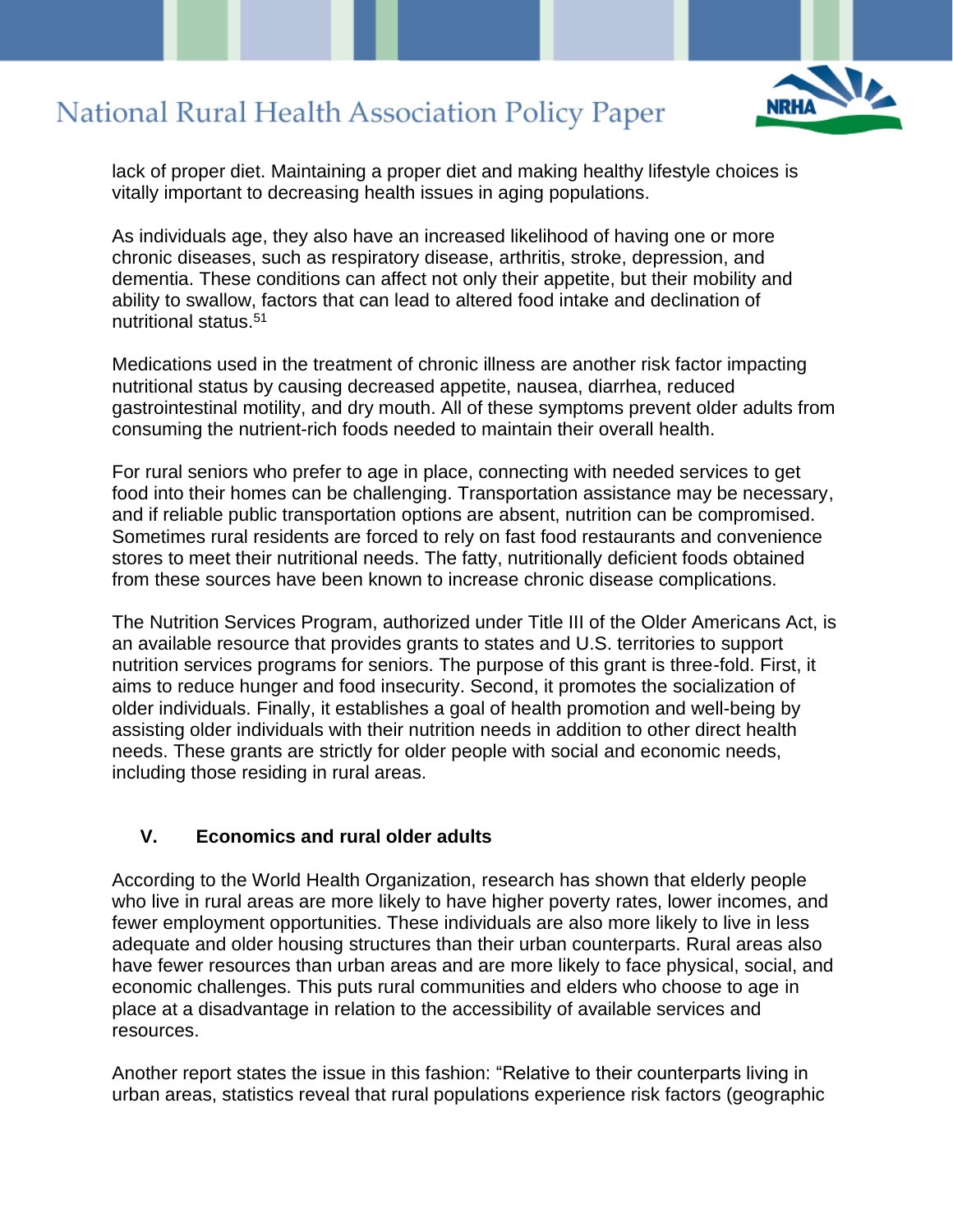lack of proper diet. Maintaining a proper diet and making healthy lifestyle choices is vitally important to decreasing health issues in aging populations.

As individuals age, they also have an increased likelihood of having one or more chronic diseases, such as respiratory disease, arthritis, stroke, depression, and dementia. These conditions can affect not only their appetite, but their mobility and ability to swallow, factors that can lead to altered food intake and declination of nutritional status.[51]

Medications used in the treatment of chronic illness are another risk factor impacting nutritional status by causing decreased appetite, nausea, diarrhea, reduced gastrointestinal motility, and dry mouth. All of these symptoms prevent older adults from consuming the nutrient-rich foods needed to maintain their overall health.

For rural seniors who prefer to age in place, connecting with needed services to get food into their homes can be challenging. Transportation assistance may be necessary, and if reliable public transportation options are absent, nutrition can be compromised. Sometimes rural residents are forced to rely on fast food restaurants and convenience stores to meet their nutritional needs. The fatty, nutritionally deficient foods obtained from these sources have been known to increase chronic disease complications.

The Nutrition Services Program, authorized under Title III of the Older Americans Act, is an available resource that provides grants to states and U.S. territories to support nutrition services programs for seniors. The purpose of this grant is three-fold. First, it aims to reduce hunger and food insecurity. Second, it promotes the socialization of older individuals. Finally, it establishes a goal of health promotion and well-being by assisting older individuals with their nutrition needs in addition to other direct health needs. These grants are strictly for older people with social and economic needs, including those residing in rural areas.

## V. Economics and rural older adults

According to the World Health Organization, research has shown that elderly people who live in rural areas are more likely to have higher poverty rates, lower incomes, and fewer employment opportunities. These individuals are also more likely to live in less adequate and older housing structures than their urban counterparts. Rural areas also have fewer resources than urban areas and are more likely to face physical, social, and economic challenges. This puts rural communities and elders who choose to age in place at a disadvantage in relation to the accessibility of available services and resources.

Another report states the issue in this fashion: "Relative to their counterparts living in urban areas, statistics reveal that rural populations experience risk factors (geographic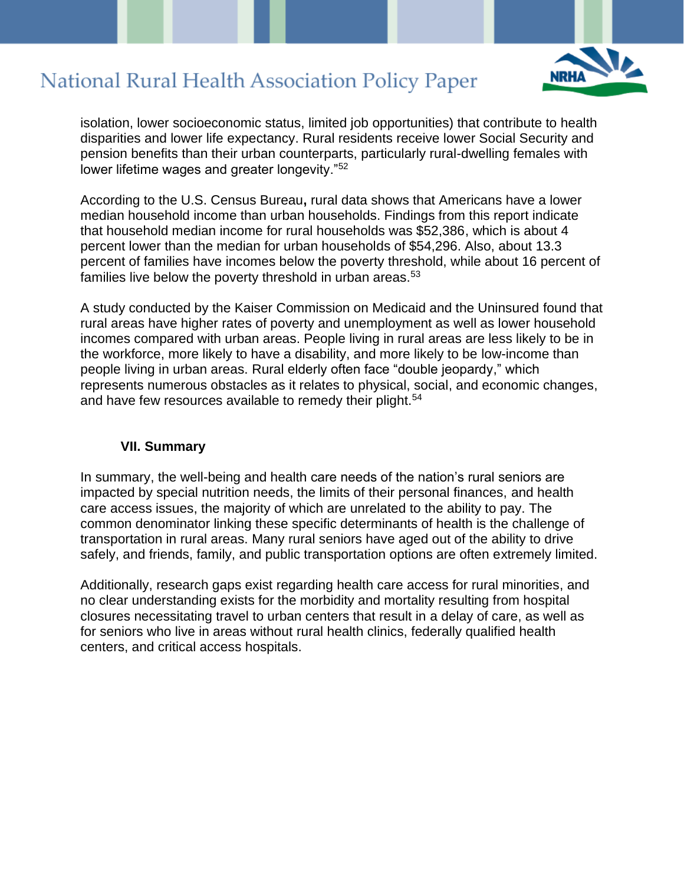isolation, lower socioeconomic status, limited job opportunities) that contribute to health disparities and lower life expectancy. Rural residents receive lower Social Security and pension benefits than their urban counterparts, particularly rural-dwelling females with lower lifetime wages and greater longevity."[52]

According to the U.S. Census Bureau**,** rural data shows that Americans have a lower median household income than urban households. Findings from this report indicate that household median income for rural households was $52,386, which is about 4 percent lower than the median for urban households of $54,296. Also, about 13.3 percent of families have incomes below the poverty threshold, while about 16 percent of families live below the poverty threshold in urban areas.[53]

A study conducted by the Kaiser Commission on Medicaid and the Uninsured found that rural areas have higher rates of poverty and unemployment as well as lower household incomes compared with urban areas. People living in rural areas are less likely to be in the workforce, more likely to have a disability, and more likely to be low-income than people living in urban areas. Rural elderly often face "double jeopardy," which represents numerous obstacles as it relates to physical, social, and economic changes, and have few resources available to remedy their plight.[54]

## VII. Summary

In summary, the well-being and health care needs of the nation's rural seniors are impacted by special nutrition needs, the limits of their personal finances, and health care access issues, the majority of which are unrelated to the ability to pay. The common denominator linking these specific determinants of health is the challenge of transportation in rural areas. Many rural seniors have aged out of the ability to drive safely, and friends, family, and public transportation options are often extremely limited.

Additionally, research gaps exist regarding health care access for rural minorities, and no clear understanding exists for the morbidity and mortality resulting from hospital closures necessitating travel to urban centers that result in a delay of care, as well as for seniors who live in areas without rural health clinics, federally qualified health centers, and critical access hospitals.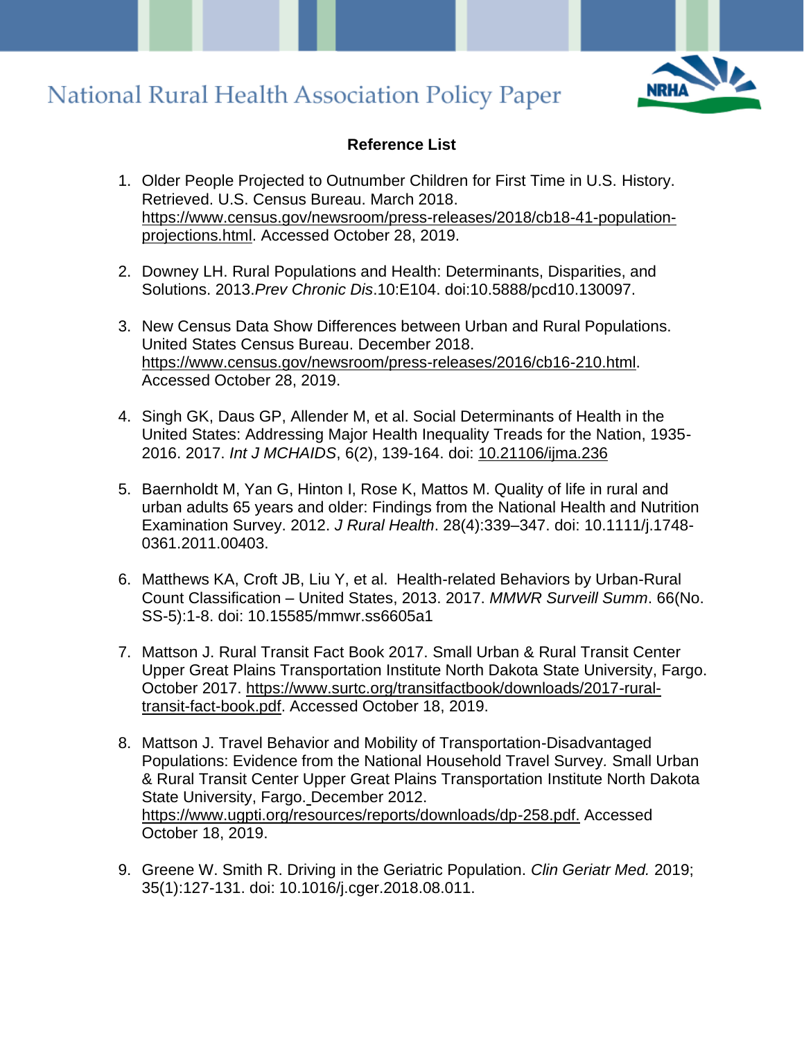## Reference List

1. Older People Projected to Outnumber Children for First Time in U.S. History. Retrieved. U.S. Census Bureau. March 2018. https://www.census.gov/newsroom/press-releases/2018/cb18-41-population-projections.html. Accessed October 28, 2019.

2. Downey LH. Rural Populations and Health: Determinants, Disparities, and Solutions. 2013.*Prev Chronic Dis*.10:E104. doi:10.5888/pcd10.130097.

3. New Census Data Show Differences between Urban and Rural Populations. United States Census Bureau. December 2018. https://www.census.gov/newsroom/press-releases/2016/cb16-210.html. Accessed October 28, 2019.

4. Singh GK, Daus GP, Allender M, et al. Social Determinants of Health in the United States: Addressing Major Health Inequality Treads for the Nation, 1935-2016. 2017. *Int J MCHAIDS*, 6(2), 139-164. doi: 10.21106/ijma.236

5. Baernholdt M, Yan G, Hinton I, Rose K, Mattos M. Quality of life in rural and urban adults 65 years and older: Findings from the National Health and Nutrition Examination Survey. 2012. *J Rural Health*. 28(4):339–347. doi: 10.1111/j.1748-0361.2011.00403.

6. Matthews KA, Croft JB, Liu Y, et al. Health-related Behaviors by Urban-Rural Count Classification – United States, 2013. 2017. *MMWR Surveill Summ*. 66(No. SS-5):1-8. doi: 10.15585/mmwr.ss6605a1

7. Mattson J. Rural Transit Fact Book 2017. Small Urban & Rural Transit Center Upper Great Plains Transportation Institute North Dakota State University, Fargo. October 2017. https://www.surtc.org/transitfactbook/downloads/2017-rural-transit-fact-book.pdf. Accessed October 18, 2019.

8. Mattson J. Travel Behavior and Mobility of Transportation-Disadvantaged Populations: Evidence from the National Household Travel Survey. Small Urban & Rural Transit Center Upper Great Plains Transportation Institute North Dakota State University, Fargo. December 2012. https://www.ugpti.org/resources/reports/downloads/dp-258.pdf. Accessed October 18, 2019.

9. Greene W. Smith R. Driving in the Geriatric Population. *Clin Geriatr Med.* 2019; 35(1):127-131. doi: 10.1016/j.cger.2018.08.011.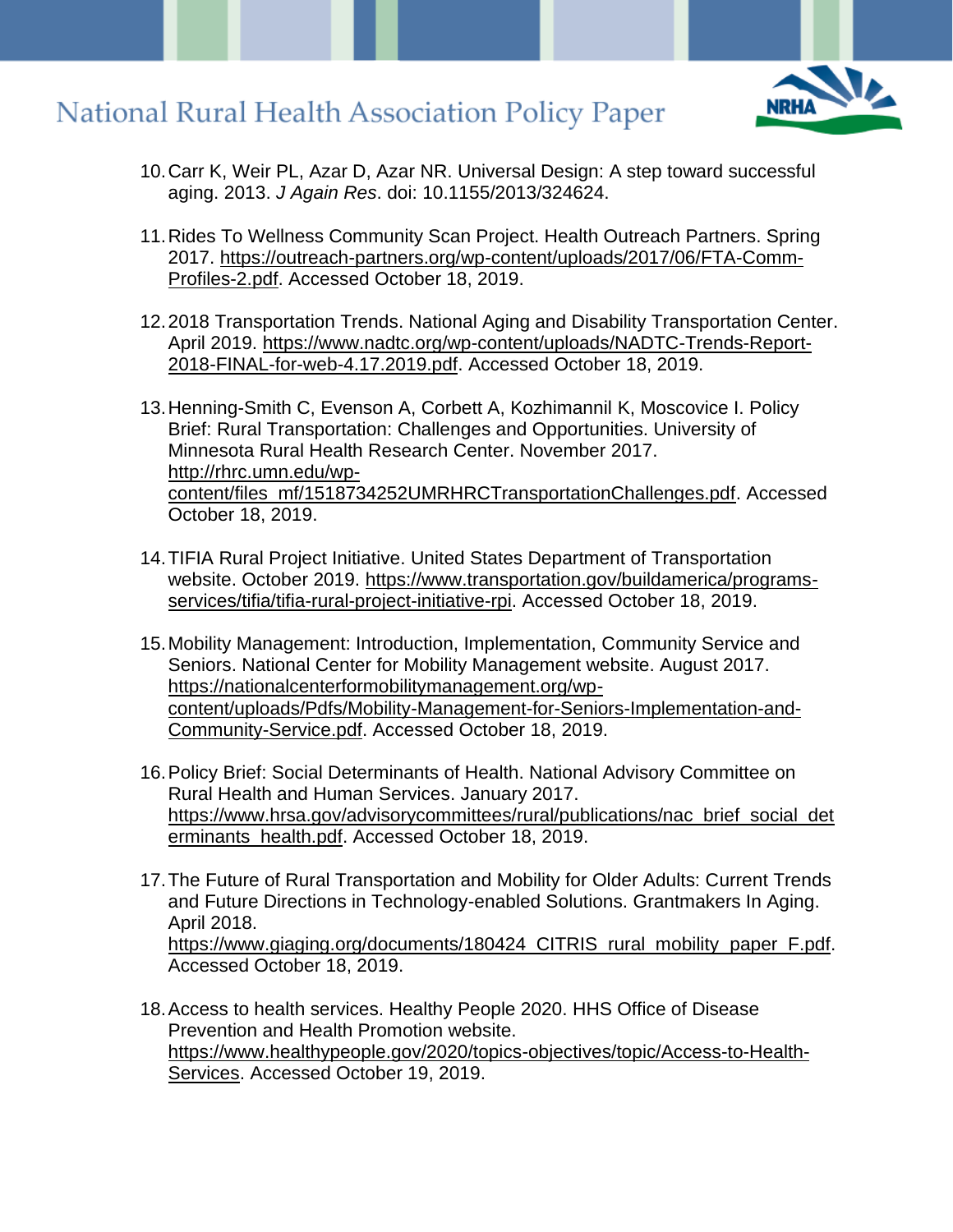10. Carr K, Weir PL, Azar D, Azar NR. Universal Design: A step toward successful aging. 2013. *J Again Res*. doi: 10.1155/2013/324624.

11. Rides To Wellness Community Scan Project. Health Outreach Partners. Spring 2017. https://outreach-partners.org/wp-content/uploads/2017/06/FTA-Comm-Profiles-2.pdf. Accessed October 18, 2019.

12. 2018 Transportation Trends. National Aging and Disability Transportation Center. April 2019. https://www.nadtc.org/wp-content/uploads/NADTC-Trends-Report-2018-FINAL-for-web-4.17.2019.pdf. Accessed October 18, 2019.

13. Henning-Smith C, Evenson A, Corbett A, Kozhimannil K, Moscovice I. Policy Brief: Rural Transportation: Challenges and Opportunities. University of Minnesota Rural Health Research Center. November 2017. http://rhrc.umn.edu/wp-content/files_mf/1518734252UMRHRCTransportationChallenges.pdf. Accessed October 18, 2019.

14. TIFIA Rural Project Initiative. United States Department of Transportation website. October 2019. https://www.transportation.gov/buildamerica/programs-services/tifia/tifia-rural-project-initiative-rpi. Accessed October 18, 2019.

15. Mobility Management: Introduction, Implementation, Community Service and Seniors. National Center for Mobility Management website. August 2017. https://nationalcenterformobilitymanagement.org/wp-content/uploads/Pdfs/Mobility-Management-for-Seniors-Implementation-and-Community-Service.pdf. Accessed October 18, 2019.

16. Policy Brief: Social Determinants of Health. National Advisory Committee on Rural Health and Human Services. January 2017. https://www.hrsa.gov/advisorycommittees/rural/publications/nac_brief_social_determinants_health.pdf. Accessed October 18, 2019.

17. The Future of Rural Transportation and Mobility for Older Adults: Current Trends and Future Directions in Technology-enabled Solutions. Grantmakers In Aging. April 2018. https://www.giaging.org/documents/180424_CITRIS_rural_mobility_paper_F.pdf. Accessed October 18, 2019.

18. Access to health services. Healthy People 2020. HHS Office of Disease Prevention and Health Promotion website. https://www.healthypeople.gov/2020/topics-objectives/topic/Access-to-Health-Services. Accessed October 19, 2019.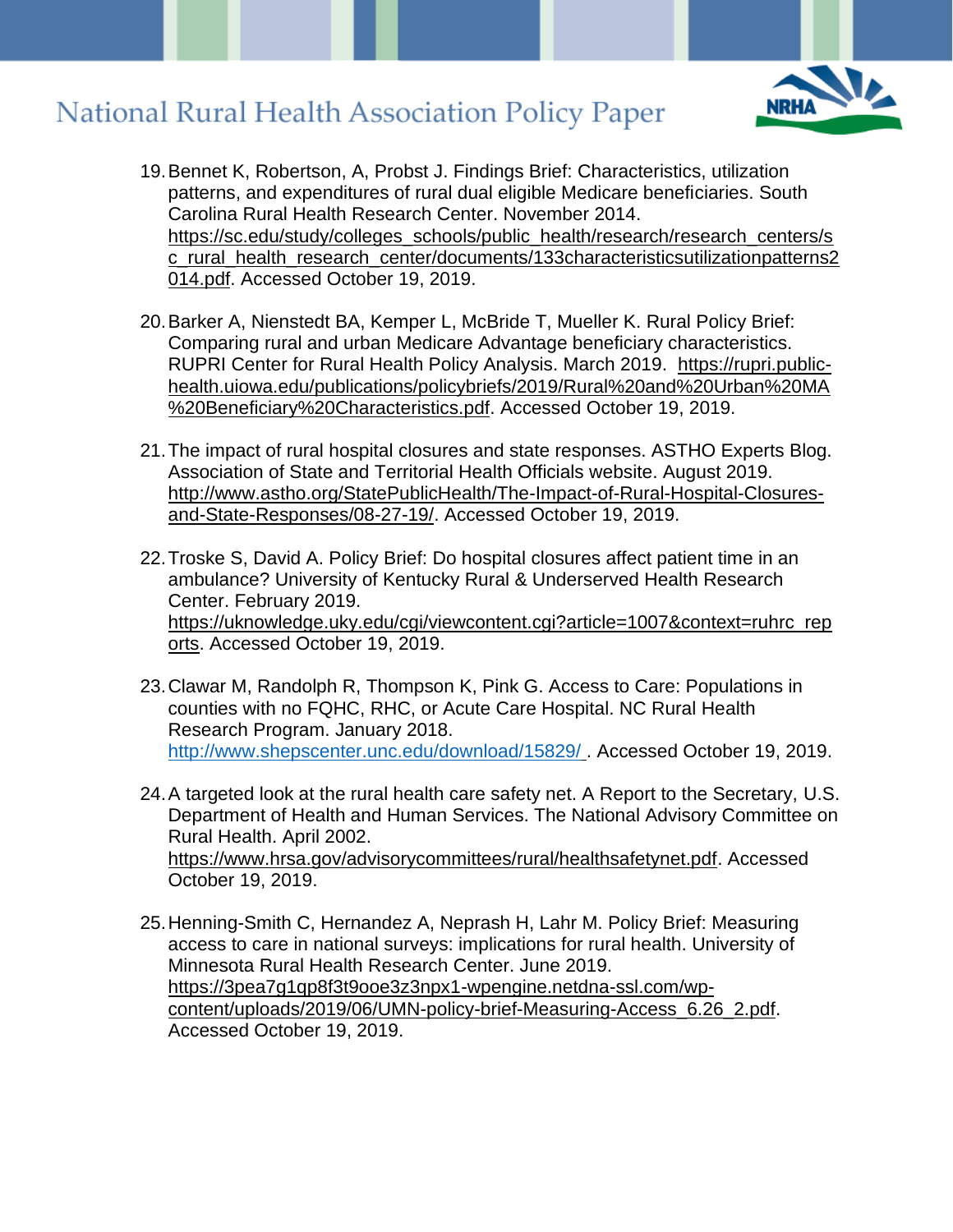19. Bennet K, Robertson, A, Probst J. Findings Brief: Characteristics, utilization patterns, and expenditures of rural dual eligible Medicare beneficiaries. South Carolina Rural Health Research Center. November 2014. https://sc.edu/study/colleges_schools/public_health/research/research_centers/sc_rural_health_research_center/documents/133characteristicsutilizationpatterns2014.pdf. Accessed October 19, 2019.

20. Barker A, Nienstedt BA, Kemper L, McBride T, Mueller K. Rural Policy Brief: Comparing rural and urban Medicare Advantage beneficiary characteristics. RUPRI Center for Rural Health Policy Analysis. March 2019. https://rupri.public-health.uiowa.edu/publications/policybriefs/2019/Rural%20and%20Urban%20MA%20Beneficiary%20Characteristics.pdf. Accessed October 19, 2019.

21. The impact of rural hospital closures and state responses. ASTHO Experts Blog. Association of State and Territorial Health Officials website. August 2019. http://www.astho.org/StatePublicHealth/The-Impact-of-Rural-Hospital-Closures-and-State-Responses/08-27-19/. Accessed October 19, 2019.

22. Troske S, David A. Policy Brief: Do hospital closures affect patient time in an ambulance? University of Kentucky Rural & Underserved Health Research Center. February 2019. https://uknowledge.uky.edu/cgi/viewcontent.cgi?article=1007&context=ruhrc_reports. Accessed October 19, 2019.

23. Clawar M, Randolph R, Thompson K, Pink G. Access to Care: Populations in counties with no FQHC, RHC, or Acute Care Hospital. NC Rural Health Research Program. January 2018. http://www.shepscenter.unc.edu/download/15829/ . Accessed October 19, 2019.

24. A targeted look at the rural health care safety net. A Report to the Secretary, U.S. Department of Health and Human Services. The National Advisory Committee on Rural Health. April 2002. https://www.hrsa.gov/advisorycommittees/rural/healthsafetynet.pdf. Accessed October 19, 2019.

25. Henning-Smith C, Hernandez A, Neprash H, Lahr M. Policy Brief: Measuring access to care in national surveys: implications for rural health. University of Minnesota Rural Health Research Center. June 2019. https://3pea7g1qp8f3t9ooe3z3npx1-wpengine.netdna-ssl.com/wp-content/uploads/2019/06/UMN-policy-brief-Measuring-Access_6.26_2.pdf. Accessed October 19, 2019.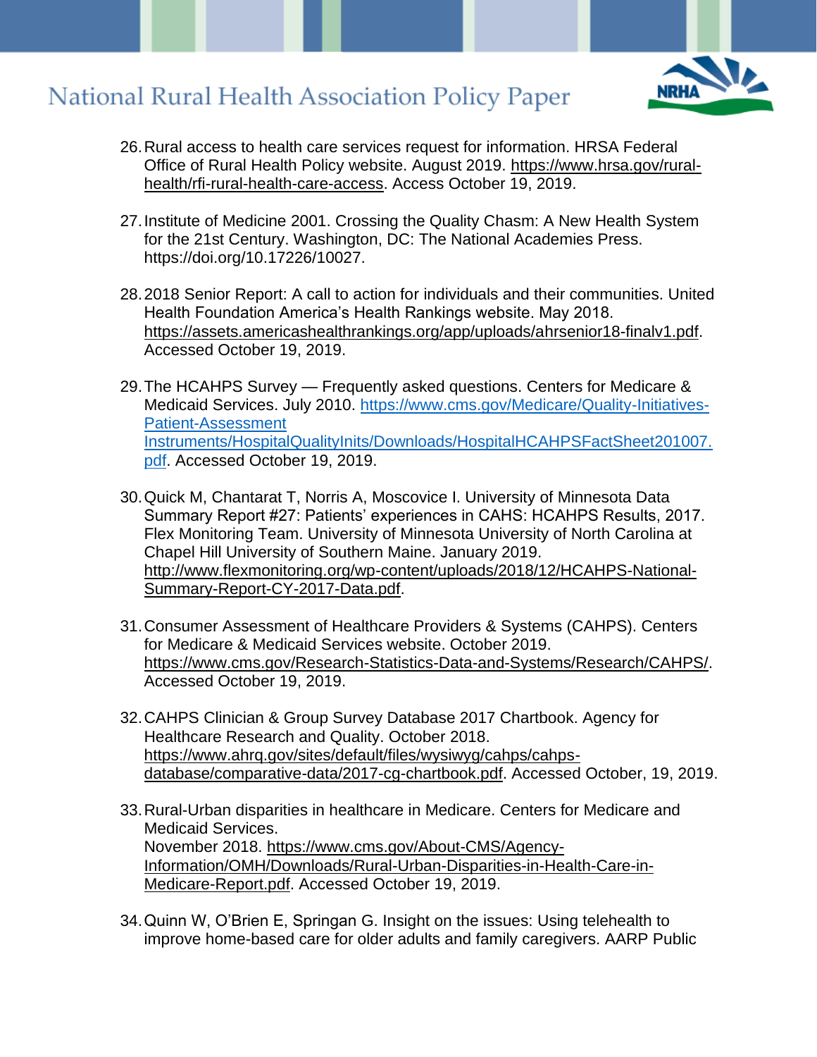26. Rural access to health care services request for information. HRSA Federal Office of Rural Health Policy website. August 2019. https://www.hrsa.gov/rural-health/rfi-rural-health-care-access. Access October 19, 2019.

27. Institute of Medicine 2001. Crossing the Quality Chasm: A New Health System for the 21st Century. Washington, DC: The National Academies Press. https://doi.org/10.17226/10027.

28. 2018 Senior Report: A call to action for individuals and their communities. United Health Foundation America's Health Rankings website. May 2018. https://assets.americashealthrankings.org/app/uploads/ahrsenior18-finalv1.pdf. Accessed October 19, 2019.

29. The HCAHPS Survey — Frequently asked questions. Centers for Medicare & Medicaid Services. July 2010. https://www.cms.gov/Medicare/Quality-Initiatives-Patient-Assessment Instruments/HospitalQualityInits/Downloads/HospitalHCAHPSFactSheet201007.pdf. Accessed October 19, 2019.

30. Quick M, Chantarat T, Norris A, Moscovice I. University of Minnesota Data Summary Report #27: Patients' experiences in CAHS: HCAHPS Results, 2017. Flex Monitoring Team. University of Minnesota University of North Carolina at Chapel Hill University of Southern Maine. January 2019. http://www.flexmonitoring.org/wp-content/uploads/2018/12/HCAHPS-National-Summary-Report-CY-2017-Data.pdf.

31. Consumer Assessment of Healthcare Providers & Systems (CAHPS). Centers for Medicare & Medicaid Services website. October 2019. https://www.cms.gov/Research-Statistics-Data-and-Systems/Research/CAHPS/. Accessed October 19, 2019.

32. CAHPS Clinician & Group Survey Database 2017 Chartbook. Agency for Healthcare Research and Quality. October 2018. https://www.ahrq.gov/sites/default/files/wysiwyg/cahps/cahps-database/comparative-data/2017-cg-chartbook.pdf. Accessed October, 19, 2019.

33. Rural-Urban disparities in healthcare in Medicare. Centers for Medicare and Medicaid Services. November 2018. https://www.cms.gov/About-CMS/Agency-Information/OMH/Downloads/Rural-Urban-Disparities-in-Health-Care-in-Medicare-Report.pdf. Accessed October 19, 2019.

34. Quinn W, O'Brien E, Springan G. Insight on the issues: Using telehealth to improve home-based care for older adults and family caregivers. AARP Public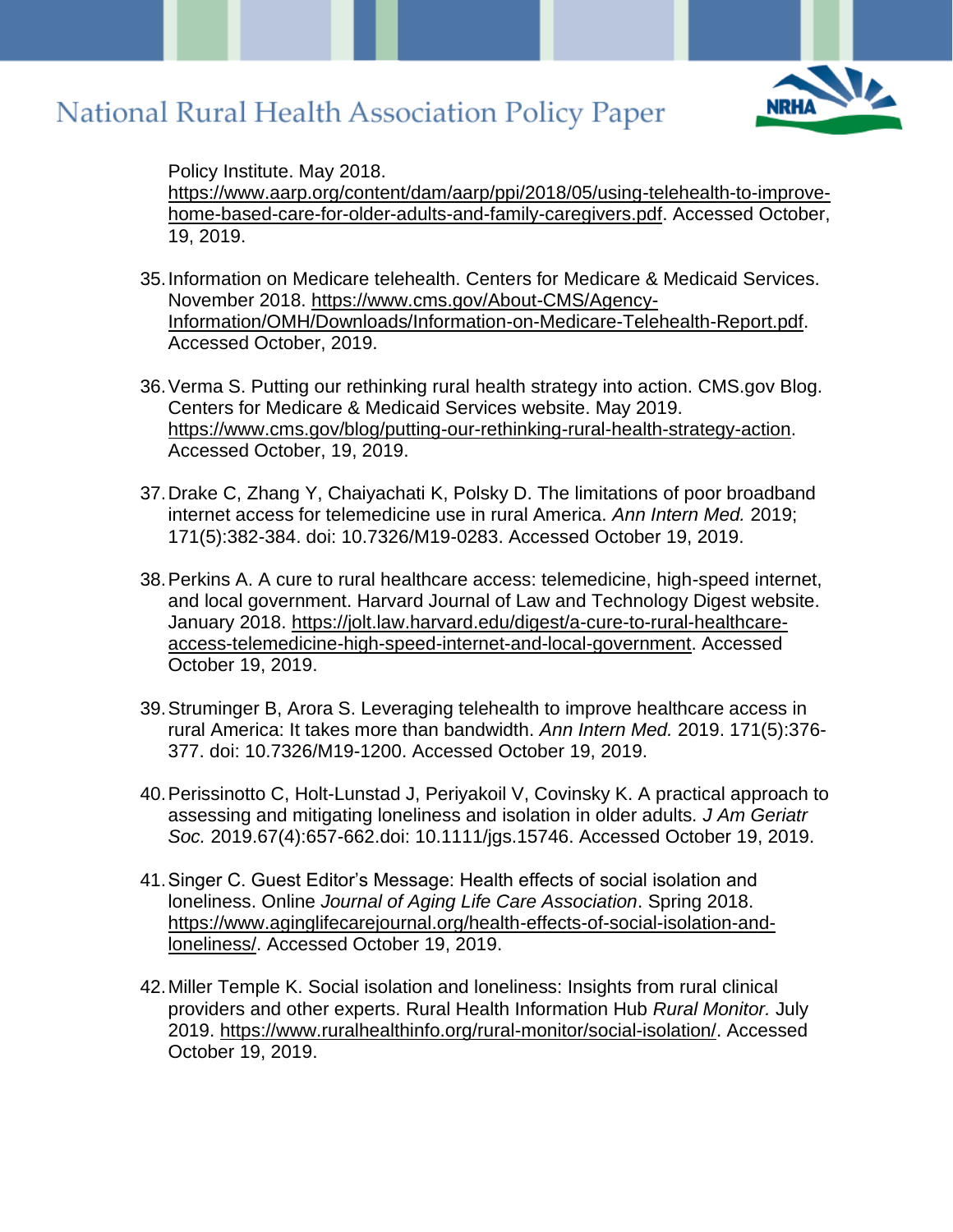Policy Institute. May 2018. https://www.aarp.org/content/dam/aarp/ppi/2018/05/using-telehealth-to-improve-home-based-care-for-older-adults-and-family-caregivers.pdf. Accessed October, 19, 2019.

35. Information on Medicare telehealth. Centers for Medicare & Medicaid Services. November 2018. https://www.cms.gov/About-CMS/Agency-Information/OMH/Downloads/Information-on-Medicare-Telehealth-Report.pdf. Accessed October, 2019.

36. Verma S. Putting our rethinking rural health strategy into action. CMS.gov Blog. Centers for Medicare & Medicaid Services website. May 2019. https://www.cms.gov/blog/putting-our-rethinking-rural-health-strategy-action. Accessed October, 19, 2019.

37. Drake C, Zhang Y, Chaiyachati K, Polsky D. The limitations of poor broadband internet access for telemedicine use in rural America. *Ann Intern Med.* 2019; 171(5):382-384. doi: 10.7326/M19-0283. Accessed October 19, 2019.

38. Perkins A. A cure to rural healthcare access: telemedicine, high-speed internet, and local government. Harvard Journal of Law and Technology Digest website. January 2018. https://jolt.law.harvard.edu/digest/a-cure-to-rural-healthcare-access-telemedicine-high-speed-internet-and-local-government. Accessed October 19, 2019.

39. Struminger B, Arora S. Leveraging telehealth to improve healthcare access in rural America: It takes more than bandwidth. *Ann Intern Med.* 2019. 171(5):376-377. doi: 10.7326/M19-1200. Accessed October 19, 2019.

40. Perissinotto C, Holt-Lunstad J, Periyakoil V, Covinsky K. A practical approach to assessing and mitigating loneliness and isolation in older adults. *J Am Geriatr Soc.* 2019.67(4):657-662.doi: 10.1111/jgs.15746. Accessed October 19, 2019.

41. Singer C. Guest Editor's Message: Health effects of social isolation and loneliness. Online *Journal of Aging Life Care Association*. Spring 2018. https://www.aginglifecarejournal.org/health-effects-of-social-isolation-and-loneliness/. Accessed October 19, 2019.

42. Miller Temple K. Social isolation and loneliness: Insights from rural clinical providers and other experts. Rural Health Information Hub *Rural Monitor.* July 2019. https://www.ruralhealthinfo.org/rural-monitor/social-isolation/. Accessed October 19, 2019.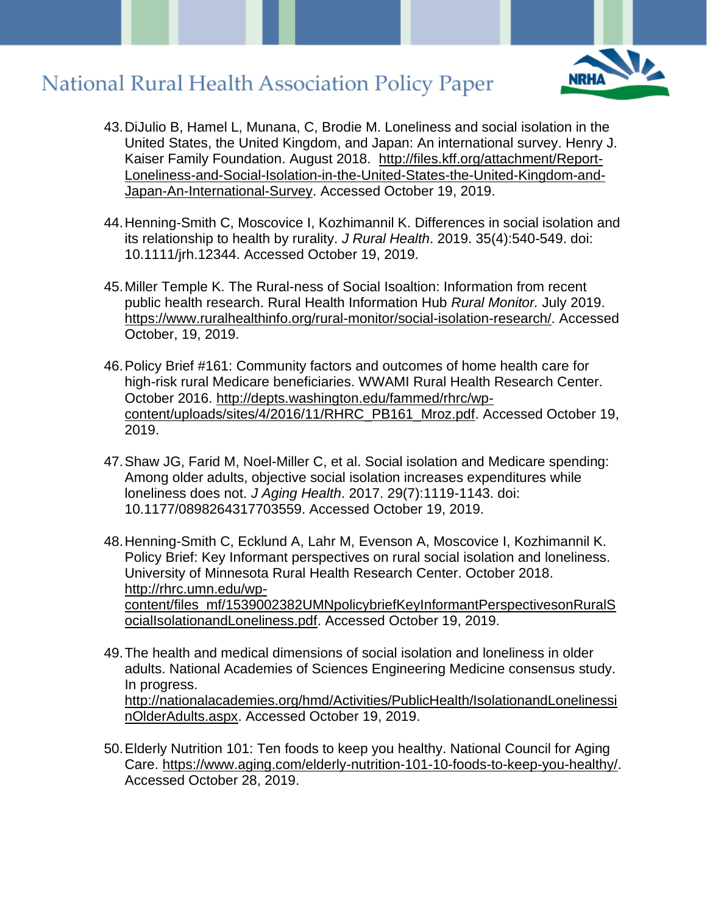43. DiJulio B, Hamel L, Munana, C, Brodie M. Loneliness and social isolation in the United States, the United Kingdom, and Japan: An international survey. Henry J. Kaiser Family Foundation. August 2018. http://files.kff.org/attachment/Report-Loneliness-and-Social-Isolation-in-the-United-States-the-United-Kingdom-and-Japan-An-International-Survey. Accessed October 19, 2019.

44. Henning-Smith C, Moscovice I, Kozhimannil K. Differences in social isolation and its relationship to health by rurality. *J Rural Health*. 2019. 35(4):540-549. doi: 10.1111/jrh.12344. Accessed October 19, 2019.

45. Miller Temple K. The Rural-ness of Social Isoaltion: Information from recent public health research. Rural Health Information Hub *Rural Monitor.* July 2019. https://www.ruralhealthinfo.org/rural-monitor/social-isolation-research/. Accessed October, 19, 2019.

46. Policy Brief #161: Community factors and outcomes of home health care for high-risk rural Medicare beneficiaries. WWAMI Rural Health Research Center. October 2016. http://depts.washington.edu/fammed/rhrc/wp-content/uploads/sites/4/2016/11/RHRC_PB161_Mroz.pdf. Accessed October 19, 2019.

47. Shaw JG, Farid M, Noel-Miller C, et al. Social isolation and Medicare spending: Among older adults, objective social isolation increases expenditures while loneliness does not. *J Aging Health*. 2017. 29(7):1119-1143. doi: 10.1177/0898264317703559. Accessed October 19, 2019.

48. Henning-Smith C, Ecklund A, Lahr M, Evenson A, Moscovice I, Kozhimannil K. Policy Brief: Key Informant perspectives on rural social isolation and loneliness. University of Minnesota Rural Health Research Center. October 2018. http://rhrc.umn.edu/wp-content/files_mf/1539002382UMNpolicybriefKeyInformantPerspectivesonRuralSocialIsolationandLoneliness.pdf. Accessed October 19, 2019.

49. The health and medical dimensions of social isolation and loneliness in older adults. National Academies of Sciences Engineering Medicine consensus study. In progress. http://nationalacademies.org/hmd/Activities/PublicHealth/IsolationandLonelinessinOlderAdults.aspx. Accessed October 19, 2019.

50. Elderly Nutrition 101: Ten foods to keep you healthy. National Council for Aging Care. https://www.aging.com/elderly-nutrition-101-10-foods-to-keep-you-healthy/. Accessed October 28, 2019.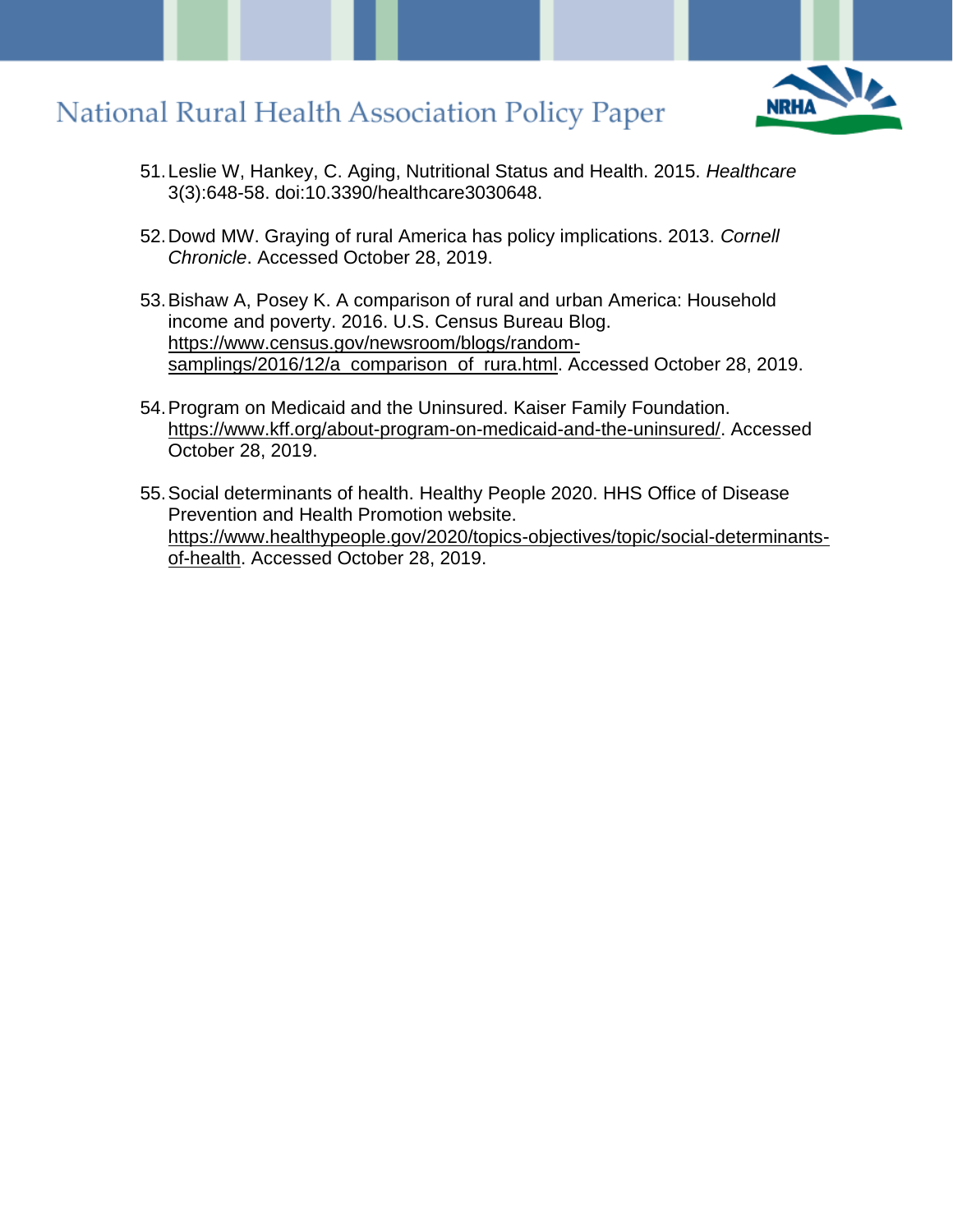51. Leslie W, Hankey, C. Aging, Nutritional Status and Health. 2015. *Healthcare* 3(3):648-58. doi:10.3390/healthcare3030648.

52. Dowd MW. Graying of rural America has policy implications. 2013. *Cornell Chronicle*. Accessed October 28, 2019.

53. Bishaw A, Posey K. A comparison of rural and urban America: Household income and poverty. 2016. U.S. Census Bureau Blog. https://www.census.gov/newsroom/blogs/random-samplings/2016/12/a_comparison_of_rura.html. Accessed October 28, 2019.

54. Program on Medicaid and the Uninsured. Kaiser Family Foundation. https://www.kff.org/about-program-on-medicaid-and-the-uninsured/. Accessed October 28, 2019.

55. Social determinants of health. Healthy People 2020. HHS Office of Disease Prevention and Health Promotion website. https://www.healthypeople.gov/2020/topics-objectives/topic/social-determinants-of-health. Accessed October 28, 2019.